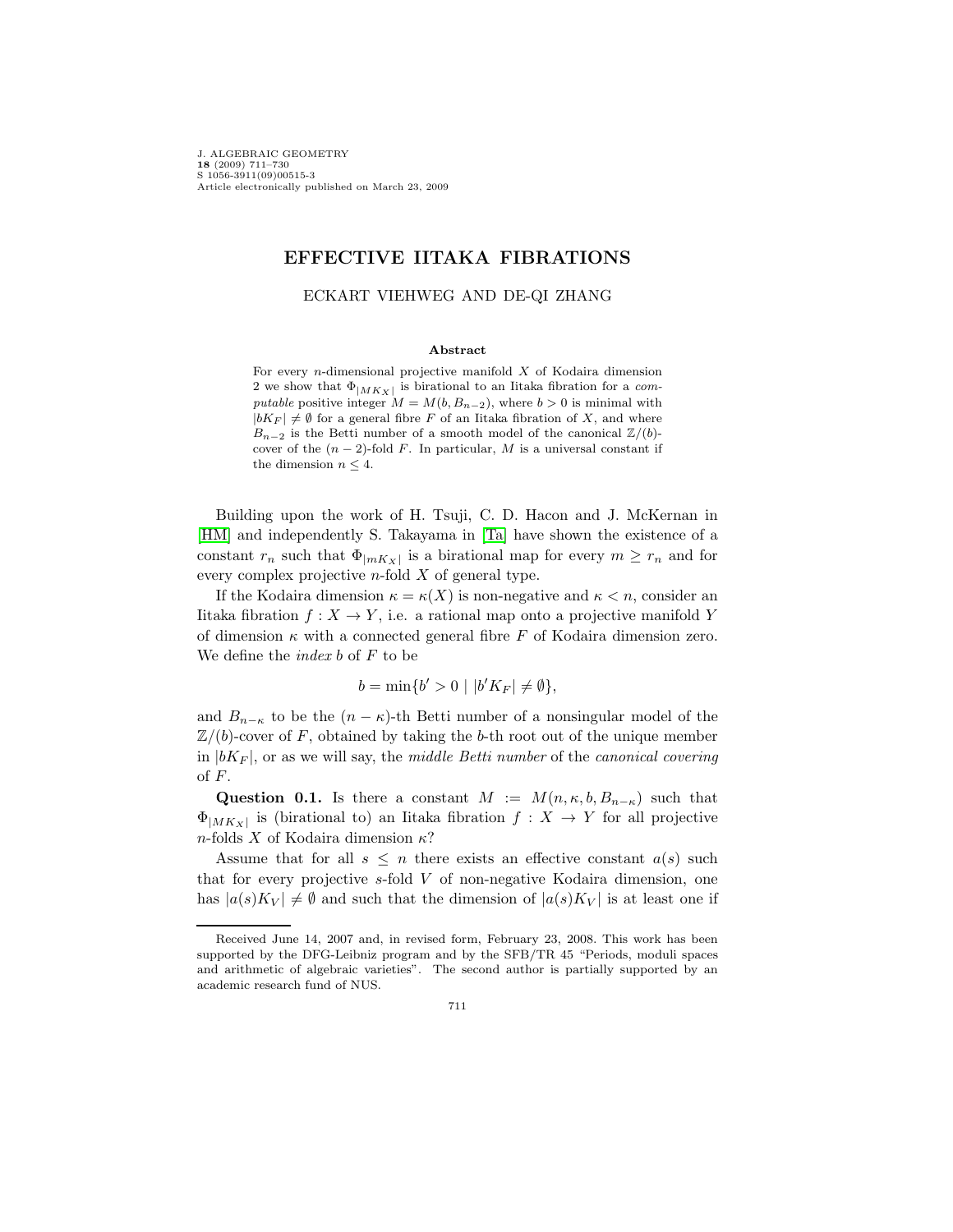# EFFECTIVE IITAKA FIBRATIONS

ECKART VIEHWEG AND DE-QI ZHANG

### Abstract

For every $n$-dimensional projective manifold $X$ of Kodaira dimension 2 we show that $\Phi_{|MK_X|}$ is birational to an Iitaka fibration for a *computable* positive integer $M = M(b, B_{n-2})$, where $b > 0$ is minimal with $|bK_F| \neq \emptyset$ for a general fibre $F$ of an Iitaka fibration of $X$, and where $B_{n-2}$ is the Betti number of a smooth model of the canonical $\mathbb{Z}/(b)$-cover of the $(n-2)$-fold $F$. In particular, $M$ is a universal constant if the dimension $n \leq 4$.

Building upon the work of H. Tsuji, C. D. Hacon and J. McKernan in [HM] and independently S. Takayama in [Ta] have shown the existence of a constant $r_n$ such that $\Phi_{|mK_X|}$ is a birational map for every $m \geq r_n$ and for every complex projective $n$-fold $X$ of general type.

If the Kodaira dimension $\kappa = \kappa(X)$ is non-negative and $\kappa < n$, consider an Iitaka fibration $f : X \to Y$, i.e. a rational map onto a projective manifold $Y$ of dimension $\kappa$ with a connected general fibre $F$ of Kodaira dimension zero. We define the *index* $b$ of $F$ to be

$$b = \min\{b' > 0 \mid |b'K_F| \neq \emptyset\},$$

and $B_{n-\kappa}$ to be the $(n-\kappa)$-th Betti number of a nonsingular model of the $\mathbb{Z}/(b)$-cover of $F$, obtained by taking the $b$-th root out of the unique member in $|bK_F|$, or as we will say, the *middle Betti number* of the *canonical covering* of $F$.

**Question 0.1.** Is there a constant $M := M(n, \kappa, b, B_{n-\kappa})$ such that $\Phi_{|MK_X|}$ is (birational to) an Iitaka fibration $f : X \to Y$ for all projective $n$-folds $X$ of Kodaira dimension $\kappa$?

Assume that for all $s \leq n$ there exists an effective constant $a(s)$ such that for every projective $s$-fold $V$ of non-negative Kodaira dimension, one has $|a(s)K_V| \neq \emptyset$ and such that the dimension of $|a(s)K_V|$ is at least one if

---

Received June 14, 2007 and, in revised form, February 23, 2008. This work has been supported by the DFG-Leibniz program and by the SFB/TR 45 "Periods, moduli spaces and arithmetic of algebraic varieties". The second author is partially supported by an academic research fund of NUS.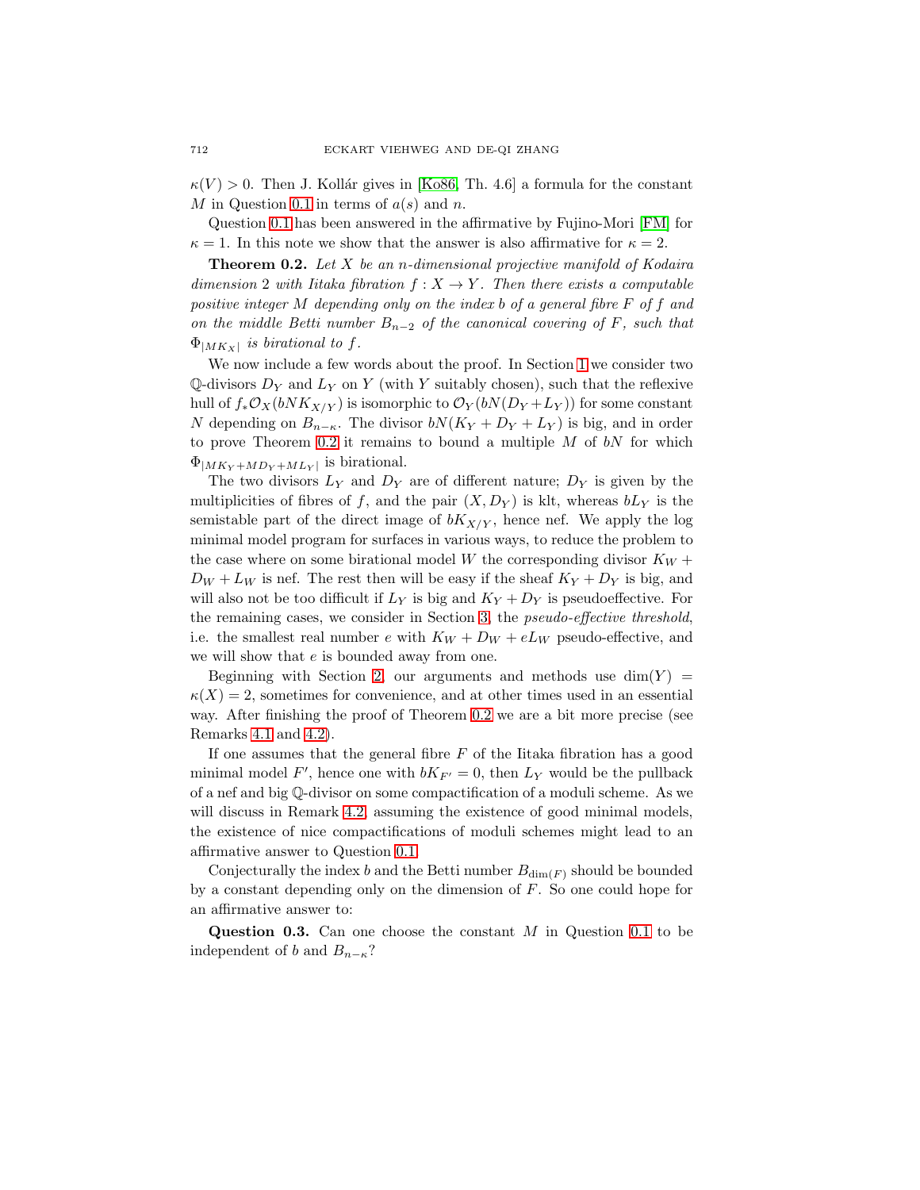$\kappa(V) > 0$. Then J. Kollár gives in [Ko86, Th. 4.6] a formula for the constant $M$ in Question 0.1 in terms of $a(s)$ and $n$.

Question 0.1 has been answered in the affirmative by Fujino-Mori [FM] for $\kappa = 1$. In this note we show that the answer is also affirmative for $\kappa = 2$.

**Theorem 0.2.** *Let $X$ be an $n$-dimensional projective manifold of Kodaira dimension 2 with Iitaka fibration $f : X \to Y$. Then there exists a computable positive integer $M$ depending only on the index $b$ of a general fibre $F$ of $f$ and on the middle Betti number $B_{n-2}$ of the canonical covering of $F$, such that $\Phi_{|MK_X|}$ is birational to $f$.*

We now include a few words about the proof. In Section 1 we consider two $\mathbb{Q}$-divisors $D_Y$ and $L_Y$ on $Y$ (with $Y$ suitably chosen), such that the reflexive hull of $f_*\mathcal{O}_X(bNK_{X/Y})$ is isomorphic to $\mathcal{O}_Y(bN(D_Y+L_Y))$ for some constant $N$ depending on $B_{n-\kappa}$. The divisor $bN(K_Y + D_Y + L_Y)$ is big, and in order to prove Theorem 0.2 it remains to bound a multiple $M$ of $bN$ for which $\Phi_{|MK_Y+MD_Y+ML_Y|}$ is birational.

The two divisors $L_Y$ and $D_Y$ are of different nature; $D_Y$ is given by the multiplicities of fibres of $f$, and the pair $(X, D_Y)$ is klt, whereas $bL_Y$ is the semistable part of the direct image of $bK_{X/Y}$, hence nef. We apply the log minimal model program for surfaces in various ways, to reduce the problem to the case where on some birational model $W$ the corresponding divisor $K_W + D_W + L_W$ is nef. The rest then will be easy if the sheaf $K_Y + D_Y$ is big, and will also not be too difficult if $L_Y$ is big and $K_Y + D_Y$ is pseudoeffective. For the remaining cases, we consider in Section 3, the *pseudo-effective threshold*, i.e. the smallest real number $e$ with $K_W + D_W + eL_W$ pseudo-effective, and we will show that $e$ is bounded away from one.

Beginning with Section 2, our arguments and methods use $\dim(Y) = \kappa(X) = 2$, sometimes for convenience, and at other times used in an essential way. After finishing the proof of Theorem 0.2 we are a bit more precise (see Remarks 4.1 and 4.2).

If one assumes that the general fibre $F$ of the Iitaka fibration has a good minimal model $F'$, hence one with $bK_{F'} = 0$, then $L_Y$ would be the pullback of a nef and big $\mathbb{Q}$-divisor on some compactification of a moduli scheme. As we will discuss in Remark 4.2, assuming the existence of good minimal models, the existence of nice compactifications of moduli schemes might lead to an affirmative answer to Question 0.1.

Conjecturally the index $b$ and the Betti number $B_{\dim(F)}$ should be bounded by a constant depending only on the dimension of $F$. So one could hope for an affirmative answer to:

**Question 0.3.** Can one choose the constant $M$ in Question 0.1 to be independent of $b$ and $B_{n-\kappa}$?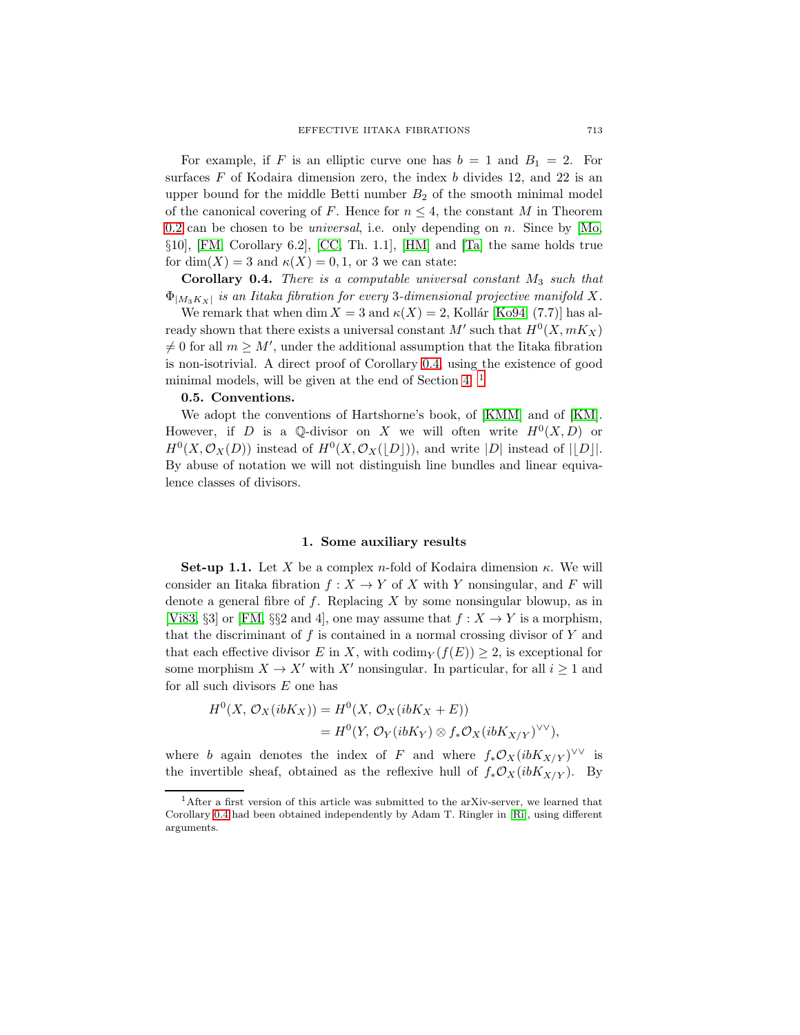For example, if $F$ is an elliptic curve one has $b = 1$ and $B_1 = 2$. For surfaces $F$ of Kodaira dimension zero, the index $b$ divides 12, and 22 is an upper bound for the middle Betti number $B_2$ of the smooth minimal model of the canonical covering of $F$. Hence for $n \leq 4$, the constant $M$ in Theorem 0.2 can be chosen to be *universal*, i.e. only depending on $n$. Since by [Mo, §10], [FM, Corollary 6.2], [CC, Th. 1.1], [HM] and [Ta] the same holds true for $\dim(X) = 3$ and $\kappa(X) = 0, 1$, or 3 we can state:

**Corollary 0.4.** *There is a computable universal constant $M_3$ such that $\Phi_{|M_3 K_X|}$ is an Iitaka fibration for every 3-dimensional projective manifold $X$.*

We remark that when $\dim X = 3$ and $\kappa(X) = 2$, Kollár [Ko94] (7.7)] has already shown that there exists a universal constant $M'$ such that $H^0(X, mK_X) \neq 0$ for all $m \geq M'$, under the additional assumption that the Iitaka fibration is non-isotrivial. A direct proof of Corollary 0.4, using the existence of good minimal models, will be given at the end of Section 4. [1]

**0.5. Conventions.**

We adopt the conventions of Hartshorne's book, of [KMM] and of [KM]. However, if $D$ is a $\mathbb{Q}$-divisor on $X$ we will often write $H^0(X, D)$ or $H^0(X, \mathcal{O}_X(D))$ instead of $H^0(X, \mathcal{O}_X(\lfloor D \rfloor))$, and write $|D|$ instead of $|\lfloor D \rfloor|$. By abuse of notation we will not distinguish line bundles and linear equivalence classes of divisors.

## 1. Some auxiliary results

**Set-up 1.1.** Let $X$ be a complex $n$-fold of Kodaira dimension $\kappa$. We will consider an Iitaka fibration $f : X \to Y$ of $X$ with $Y$ nonsingular, and $F$ will denote a general fibre of $f$. Replacing $X$ by some nonsingular blowup, as in [Vi83, §3] or [FM, §§2 and 4], one may assume that $f : X \to Y$ is a morphism, that the discriminant of $f$ is contained in a normal crossing divisor of $Y$ and that each effective divisor $E$ in $X$, with $\text{codim}_Y(f(E)) \geq 2$, is exceptional for some morphism $X \to X'$ with $X'$ nonsingular. In particular, for all $i \geq 1$ and for all such divisors $E$ one has

$$\begin{aligned} H^0(X, \mathcal{O}_X(ibK_X)) &= H^0(X, \mathcal{O}_X(ibK_X + E)) \\ &= H^0(Y, \mathcal{O}_Y(ibK_Y) \otimes f_*\mathcal{O}_X(ibK_{X/Y})^{\vee\vee}), \end{aligned}$$

where $b$ again denotes the index of $F$ and where $f_*\mathcal{O}_X(ibK_{X/Y})^{\vee\vee}$ is the invertible sheaf, obtained as the reflexive hull of $f_*\mathcal{O}_X(ibK_{X/Y})$. By

[1] After a first version of this article was submitted to the arXiv-server, we learned that Corollary 0.4 had been obtained independently by Adam T. Ringler in [Ri], using different arguments.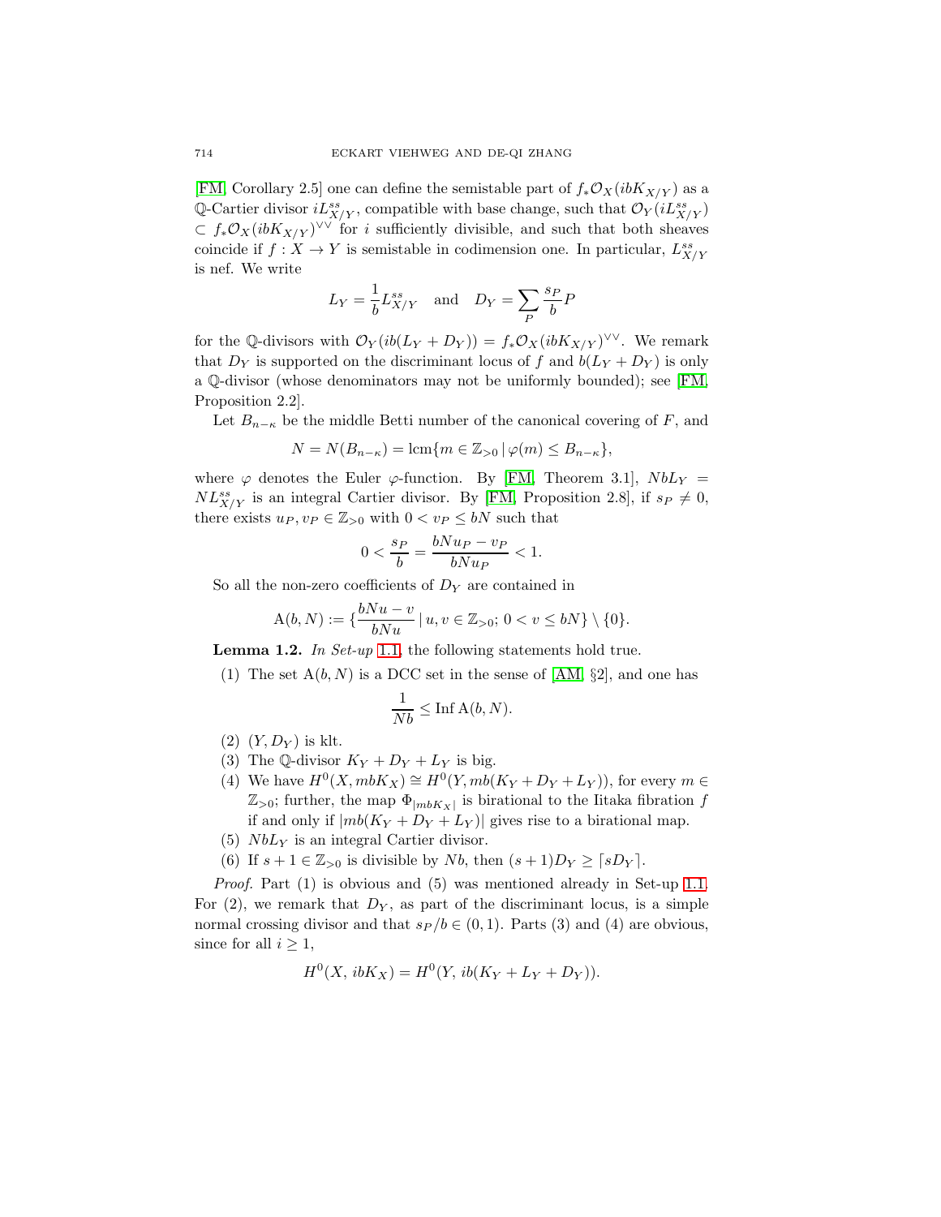[FM, Corollary 2.5] one can define the semistable part of $f_*\mathcal{O}_X(ibK_{X/Y})$ as a $\mathbb{Q}$-Cartier divisor $iL^{ss}_{X/Y}$, compatible with base change, such that $\mathcal{O}_Y(iL^{ss}_{X/Y}) \subset f_*\mathcal{O}_X(ibK_{X/Y})^{\vee\vee}$ for $i$ sufficiently divisible, and such that both sheaves coincide if $f : X \to Y$ is semistable in codimension one. In particular, $L^{ss}_{X/Y}$ is nef. We write

$$L_Y = \frac{1}{b} L^{ss}_{X/Y} \quad \text{and} \quad D_Y = \sum_P \frac{s_P}{b} P$$

for the $\mathbb{Q}$-divisors with $\mathcal{O}_Y(ib(L_Y + D_Y)) = f_*\mathcal{O}_X(ibK_{X/Y})^{\vee\vee}$. We remark that $D_Y$ is supported on the discriminant locus of $f$ and $b(L_Y + D_Y)$ is only a $\mathbb{Q}$-divisor (whose denominators may not be uniformly bounded); see [FM, Proposition 2.2].

Let $B_{n-\kappa}$ be the middle Betti number of the canonical covering of $F$, and

$$N = N(B_{n-\kappa}) = \mathrm{lcm}\{m \in \mathbb{Z}_{>0} \,|\, \varphi(m) \le B_{n-\kappa}\},$$

where $\varphi$ denotes the Euler $\varphi$-function. By [FM, Theorem 3.1], $NbL_Y = NL^{ss}_{X/Y}$ is an integral Cartier divisor. By [FM, Proposition 2.8], if $s_P \neq 0$, there exists $u_P, v_P \in \mathbb{Z}_{>0}$ with $0 < v_P \le bN$ such that

$$0 < \frac{s_P}{b} = \frac{bNu_P - v_P}{bNu_P} < 1.$$

So all the non-zero coefficients of $D_Y$ are contained in

$$\mathrm{A}(b, N) := \{\frac{bNu - v}{bNu} \,|\, u, v \in \mathbb{Z}_{>0};\, 0 < v \le bN\} \setminus \{0\}.$$

**Lemma 1.2.** *In Set-up 1.1, the following statements hold true.*

1. The set $\mathrm{A}(b, N)$ is a DCC set in the sense of [AM, §2], and one has
$$\frac{1}{Nb} \le \mathrm{Inf}\, \mathrm{A}(b, N).$$
2. $(Y, D_Y)$ is klt.
3. The $\mathbb{Q}$-divisor $K_Y + D_Y + L_Y$ is big.
4. We have $H^0(X, mbK_X) \cong H^0(Y, mb(K_Y + D_Y + L_Y))$, for every $m \in \mathbb{Z}_{>0}$; further, the map $\Phi_{|mbK_X|}$ is birational to the Iitaka fibration $f$ if and only if $|mb(K_Y + D_Y + L_Y)|$ gives rise to a birational map.
5. $NbL_Y$ is an integral Cartier divisor.
6. If $s + 1 \in \mathbb{Z}_{>0}$ is divisible by $Nb$, then $(s + 1)D_Y \ge \lceil sD_Y \rceil$.

*Proof.* Part (1) is obvious and (5) was mentioned already in Set-up 1.1. For (2), we remark that $D_Y$, as part of the discriminant locus, is a simple normal crossing divisor and that $s_P/b \in (0, 1)$. Parts (3) and (4) are obvious, since for all $i \ge 1$,

$$H^0(X,\, ibK_X) = H^0(Y,\, ib(K_Y + L_Y + D_Y)).$$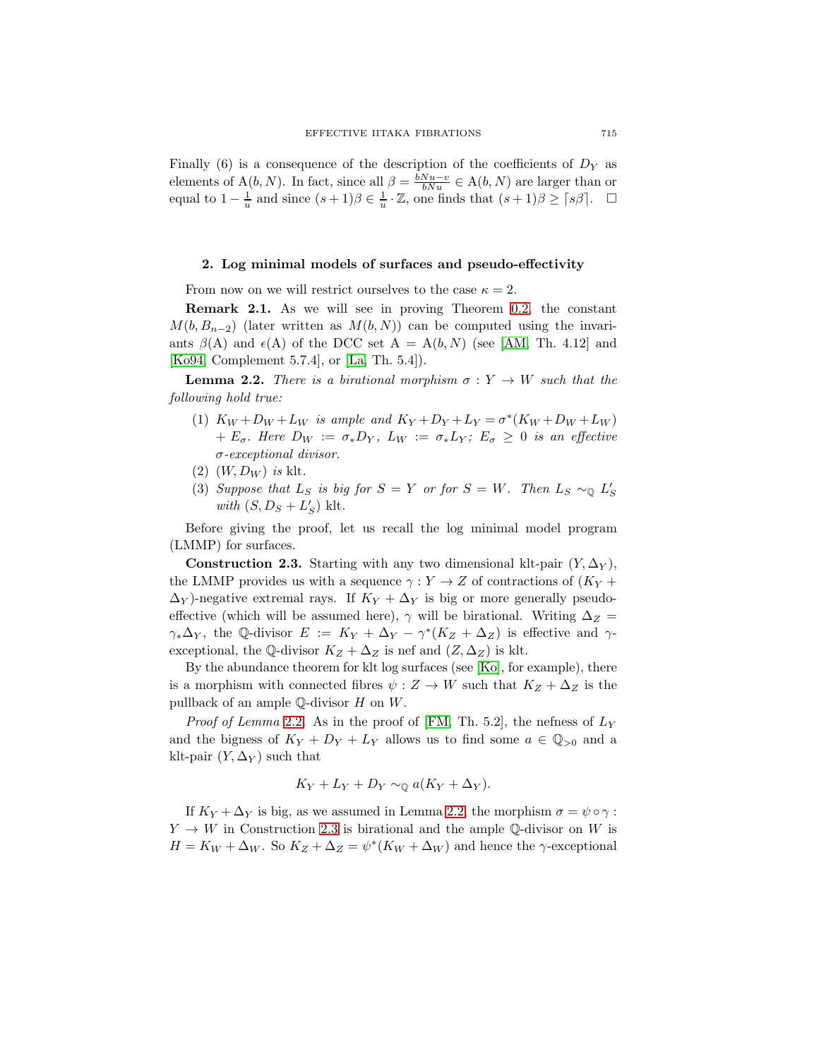Finally (6) is a consequence of the description of the coefficients of $D_Y$ as elements of $\mathrm{A}(b,N)$. In fact, since all $\beta = \frac{bNu - v}{bNu} \in \mathrm{A}(b,N)$ are larger than or equal to $1 - \frac{1}{u}$ and since $(s+1)\beta \in \frac{1}{u} \cdot \mathbb{Z}$, one finds that $(s+1)\beta \geq \lceil s\beta \rceil$. $\square$

## 2. Log minimal models of surfaces and pseudo-effectivity

From now on we will restrict ourselves to the case $\kappa = 2$.

**Remark 2.1.** As we will see in proving Theorem 0.2, the constant $M(b, B_{n-2})$ (later written as $M(b,N)$) can be computed using the invariants $\beta(\mathrm{A})$ and $\epsilon(\mathrm{A})$ of the DCC set $\mathrm{A} = \mathrm{A}(b,N)$ (see [AM, Th. 4.12] and [Ko94, Complement 5.7.4], or [La, Th. 5.4]).

**Lemma 2.2.** *There is a birational morphism $\sigma : Y \to W$ such that the following hold true:*

1. *$K_W + D_W + L_W$ is ample and $K_Y + D_Y + L_Y = \sigma^*(K_W + D_W + L_W) + E_\sigma$. Here $D_W := \sigma_* D_Y$, $L_W := \sigma_* L_Y$; $E_\sigma \geq 0$ is an effective $\sigma$-exceptional divisor.*
2. *$(W, D_W)$ is* klt.
3. *Suppose that $L_S$ is big for $S = Y$ or for $S = W$. Then $L_S \sim_{\mathbb{Q}} L'_S$ with $(S, D_S + L'_S)$* klt.

Before giving the proof, let us recall the log minimal model program (LMMP) for surfaces.

**Construction 2.3.** Starting with any two dimensional klt-pair $(Y, \Delta_Y)$, the LMMP provides us with a sequence $\gamma : Y \to Z$ of contractions of $(K_Y + \Delta_Y)$-negative extremal rays. If $K_Y + \Delta_Y$ is big or more generally pseudo-effective (which will be assumed here), $\gamma$ will be birational. Writing $\Delta_Z = \gamma_* \Delta_Y$, the $\mathbb{Q}$-divisor $E := K_Y + \Delta_Y - \gamma^*(K_Z + \Delta_Z)$ is effective and $\gamma$-exceptional, the $\mathbb{Q}$-divisor $K_Z + \Delta_Z$ is nef and $(Z, \Delta_Z)$ is klt.

By the abundance theorem for klt log surfaces (see [Ko], for example), there is a morphism with connected fibres $\psi : Z \to W$ such that $K_Z + \Delta_Z$ is the pullback of an ample $\mathbb{Q}$-divisor $H$ on $W$.

*Proof of Lemma* 2.2. As in the proof of [FM, Th. 5.2], the nefness of $L_Y$ and the bigness of $K_Y + D_Y + L_Y$ allows us to find some $a \in \mathbb{Q}_{>0}$ and a klt-pair $(Y, \Delta_Y)$ such that

$$K_Y + L_Y + D_Y \sim_{\mathbb{Q}} a(K_Y + \Delta_Y).$$

If $K_Y + \Delta_Y$ is big, as we assumed in Lemma 2.2, the morphism $\sigma = \psi \circ \gamma : Y \to W$ in Construction 2.3 is birational and the ample $\mathbb{Q}$-divisor on $W$ is $H = K_W + \Delta_W$. So $K_Z + \Delta_Z = \psi^*(K_W + \Delta_W)$ and hence the $\gamma$-exceptional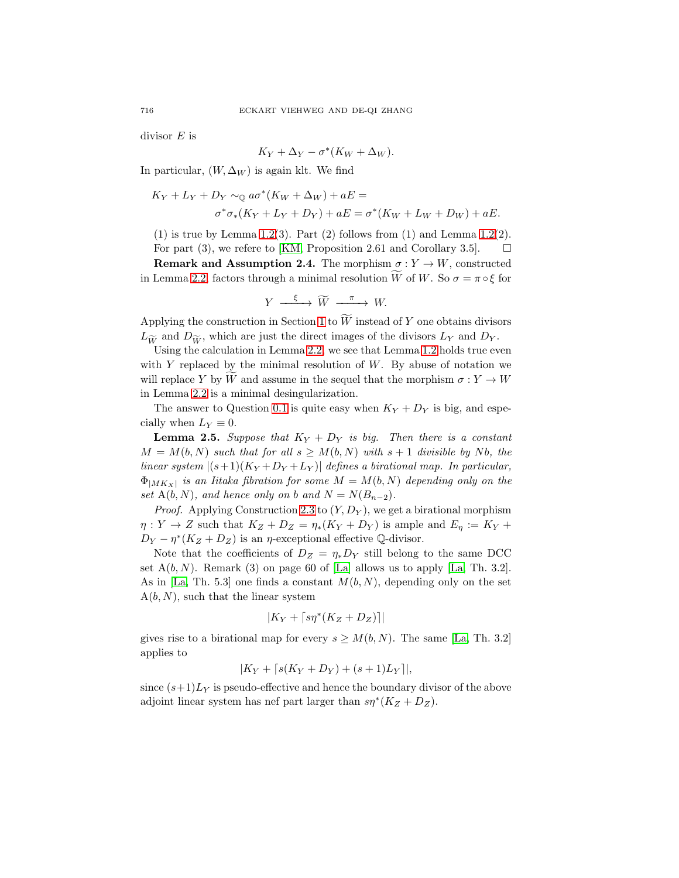divisor $E$ is

$$K_Y + \Delta_Y - \sigma^*(K_W + \Delta_W).$$

In particular, $(W, \Delta_W)$ is again klt. We find

$$K_Y + L_Y + D_Y \sim_{\mathbb{Q}} a\sigma^*(K_W + \Delta_W) + aE =$$
$$\sigma^*\sigma_*(K_Y + L_Y + D_Y) + aE = \sigma^*(K_W + L_W + D_W) + aE.$$

(1) is true by Lemma 1.2(3). Part (2) follows from (1) and Lemma 1.2(2). For part (3), we refer to [KM, Proposition 2.61 and Corollary 3.5]. □

**Remark and Assumption 2.4.** The morphism $\sigma : Y \to W$, constructed in Lemma 2.2, factors through a minimal resolution $\widetilde{W}$ of $W$. So $\sigma = \pi \circ \xi$ for

$$Y \xrightarrow{\ \xi\ } \widetilde{W} \xrightarrow{\ \pi\ } W.$$

Applying the construction in Section 1 to $\widetilde{W}$ instead of $Y$ one obtains divisors $L_{\widetilde{W}}$ and $D_{\widetilde{W}}$, which are just the direct images of the divisors $L_Y$ and $D_Y$.

Using the calculation in Lemma 2.2, we see that Lemma 1.2 holds true even with $Y$ replaced by the minimal resolution of $W$. By abuse of notation we will replace $Y$ by $\widetilde{W}$ and assume in the sequel that the morphism $\sigma : Y \to W$ in Lemma 2.2 is a minimal desingularization.

The answer to Question 0.1 is quite easy when $K_Y + D_Y$ is big, and especially when $L_Y \equiv 0$.

**Lemma 2.5.** *Suppose that $K_Y + D_Y$ is big. Then there is a constant $M = M(b, N)$ such that for all $s \geq M(b, N)$ with $s + 1$ divisible by $Nb$, the linear system $|(s+1)(K_Y + D_Y + L_Y)|$ defines a birational map. In particular, $\Phi_{|MK_X|}$ is an Iitaka fibration for some $M = M(b, N)$ depending only on the set $\mathrm{A}(b, N)$, and hence only on $b$ and $N = N(B_{n-2})$.*

*Proof.* Applying Construction 2.3 to $(Y, D_Y)$, we get a birational morphism $\eta : Y \to Z$ such that $K_Z + D_Z = \eta_*(K_Y + D_Y)$ is ample and $E_\eta := K_Y + D_Y - \eta^*(K_Z + D_Z)$ is an $\eta$-exceptional effective $\mathbb{Q}$-divisor.

Note that the coefficients of $D_Z = \eta_* D_Y$ still belong to the same DCC set $\mathrm{A}(b, N)$. Remark (3) on page 60 of [La] allows us to apply [La, Th. 3.2]. As in [La, Th. 5.3] one finds a constant $M(b, N)$, depending only on the set $\mathrm{A}(b, N)$, such that the linear system

$$|K_Y + \lceil s\eta^*(K_Z + D_Z)\rceil|$$

gives rise to a birational map for every $s \geq M(b, N)$. The same [La, Th. 3.2] applies to

$$|K_Y + \lceil s(K_Y + D_Y) + (s+1)L_Y\rceil|,$$

since $(s+1)L_Y$ is pseudo-effective and hence the boundary divisor of the above adjoint linear system has nef part larger than $s\eta^*(K_Z + D_Z)$.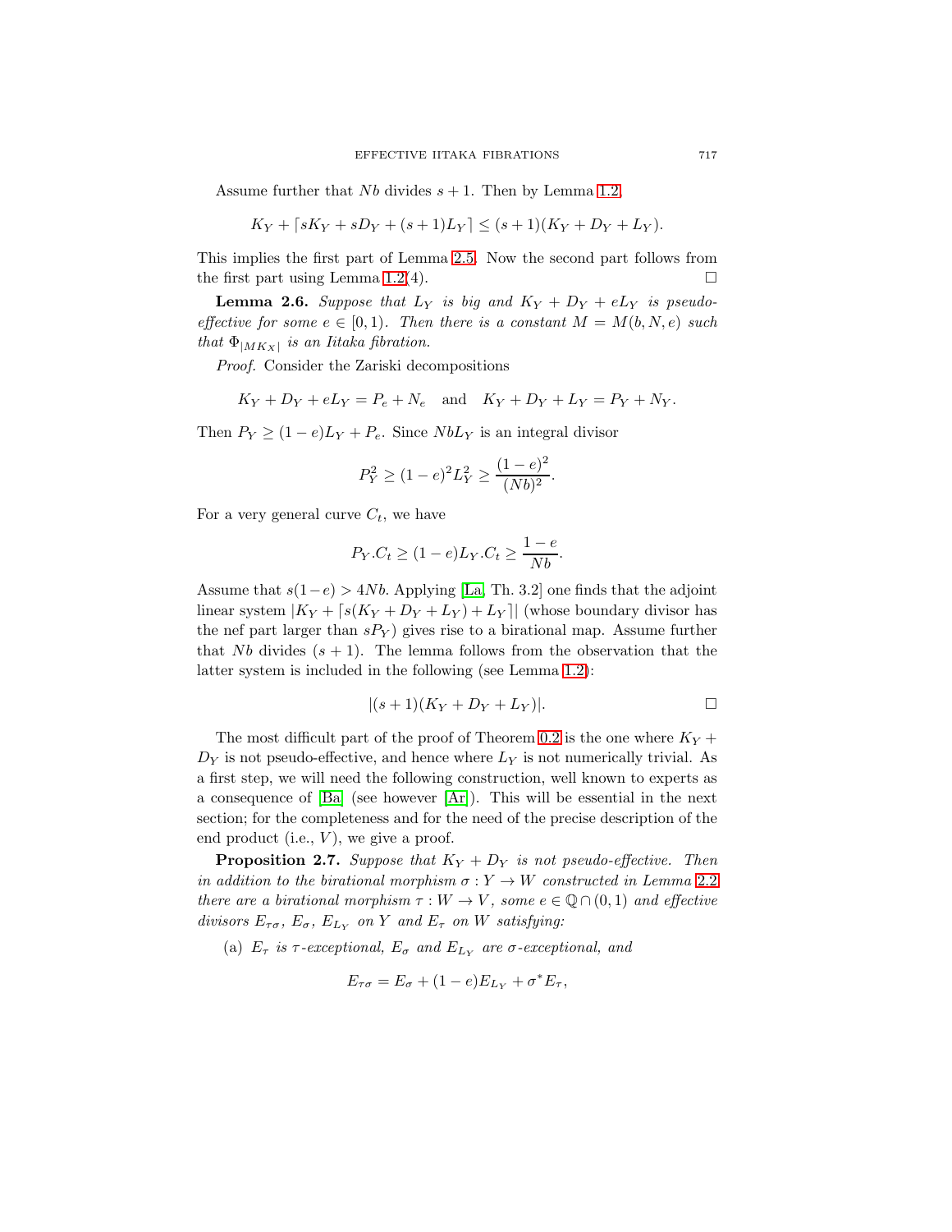Assume further that $Nb$ divides $s+1$. Then by Lemma 1.2,

$$K_Y + \lceil sK_Y + sD_Y + (s+1)L_Y \rceil \leq (s+1)(K_Y + D_Y + L_Y).$$

This implies the first part of Lemma 2.5. Now the second part follows from the first part using Lemma 1.2(4). □

**Lemma 2.6.** *Suppose that $L_Y$ is big and $K_Y + D_Y + eL_Y$ is pseudo-effective for some $e \in [0, 1)$. Then there is a constant $M = M(b, N, e)$ such that $\Phi_{|MK_X|}$ is an Iitaka fibration.*

*Proof.* Consider the Zariski decompositions

$$K_Y + D_Y + eL_Y = P_e + N_e \quad \text{and} \quad K_Y + D_Y + L_Y = P_Y + N_Y.$$

Then $P_Y \geq (1-e)L_Y + P_e$. Since $NbL_Y$ is an integral divisor

$$P_Y^2 \geq (1-e)^2 L_Y^2 \geq \frac{(1-e)^2}{(Nb)^2}.$$

For a very general curve $C_t$, we have

$$P_Y.C_t \geq (1-e)L_Y.C_t \geq \frac{1-e}{Nb}.$$

Assume that $s(1-e) > 4Nb$. Applying [La, Th. 3.2] one finds that the adjoint linear system $|K_Y + \lceil s(K_Y + D_Y + L_Y) + L_Y \rceil|$ (whose boundary divisor has the nef part larger than $sP_Y$) gives rise to a birational map. Assume further that $Nb$ divides $(s+1)$. The lemma follows from the observation that the latter system is included in the following (see Lemma 1.2):

$$|(s+1)(K_Y + D_Y + L_Y)|.$$

□

The most difficult part of the proof of Theorem 0.2 is the one where $K_Y + D_Y$ is not pseudo-effective, and hence where $L_Y$ is not numerically trivial. As a first step, we will need the following construction, well known to experts as a consequence of [Ba] (see however [Ar]). This will be essential in the next section; for the completeness and for the need of the precise description of the end product (i.e., $V$), we give a proof.

**Proposition 2.7.** *Suppose that $K_Y + D_Y$ is not pseudo-effective. Then in addition to the birational morphism $\sigma : Y \to W$ constructed in Lemma 2.2 there are a birational morphism $\tau : W \to V$, some $e \in \mathbb{Q} \cap (0, 1)$ and effective divisors $E_{\tau\sigma}$, $E_\sigma$, $E_{L_Y}$ on $Y$ and $E_\tau$ on $W$ satisfying:*

(a) *$E_\tau$ is $\tau$-exceptional, $E_\sigma$ and $E_{L_Y}$ are $\sigma$-exceptional, and*

$$E_{\tau\sigma} = E_\sigma + (1-e)E_{L_Y} + \sigma^* E_\tau,$$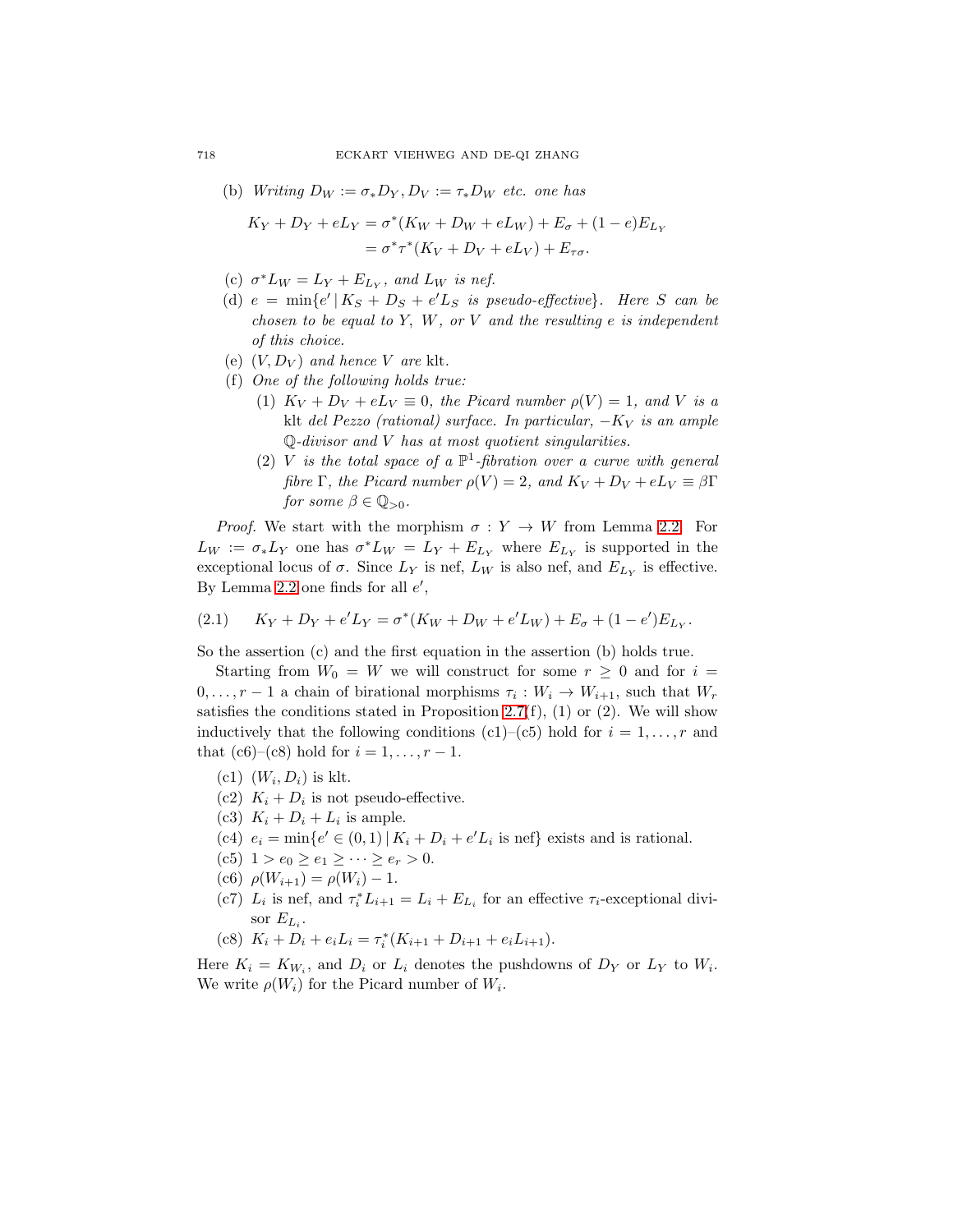(b) *Writing* $D_W := \sigma_* D_Y, D_V := \tau_* D_W$ *etc. one has*

$$K_Y + D_Y + eL_Y = \sigma^*(K_W + D_W + eL_W) + E_\sigma + (1-e)E_{L_Y}$$
$$= \sigma^*\tau^*(K_V + D_V + eL_V) + E_{\tau\sigma}.$$

(c) $\sigma^* L_W = L_Y + E_{L_Y}$, *and* $L_W$ *is nef.*

(d) $e = \min\{e' \mid K_S + D_S + e'L_S$ *is pseudo-effective*$\}$. *Here* $S$ *can be chosen to be equal to* $Y$, $W$, *or* $V$ *and the resulting* $e$ *is independent of this choice.*

(e) $(V, D_V)$ *and hence* $V$ *are* klt.

(f) *One of the following holds true:*

  (1) $K_V + D_V + eL_V \equiv 0$, *the Picard number* $\rho(V) = 1$, *and* $V$ *is a* klt *del Pezzo (rational) surface. In particular,* $-K_V$ *is an ample* $\mathbb{Q}$*-divisor and* $V$ *has at most quotient singularities.*

  (2) $V$ *is the total space of a* $\mathbb{P}^1$*-fibration over a curve with general fibre* $\Gamma$, *the Picard number* $\rho(V) = 2$, *and* $K_V + D_V + eL_V \equiv \beta\Gamma$ *for some* $\beta \in \mathbb{Q}_{>0}$.

*Proof.* We start with the morphism $\sigma : Y \to W$ from Lemma 2.2. For $L_W := \sigma_* L_Y$ one has $\sigma^* L_W = L_Y + E_{L_Y}$ where $E_{L_Y}$ is supported in the exceptional locus of $\sigma$. Since $L_Y$ is nef, $L_W$ is also nef, and $E_{L_Y}$ is effective. By Lemma 2.2 one finds for all $e'$,

$$K_Y + D_Y + e'L_Y = \sigma^*(K_W + D_W + e'L_W) + E_\sigma + (1-e')E_{L_Y}. \tag{2.1}$$

So the assertion (c) and the first equation in the assertion (b) holds true.

Starting from $W_0 = W$ we will construct for some $r \geq 0$ and for $i = 0, \ldots, r-1$ a chain of birational morphisms $\tau_i : W_i \to W_{i+1}$, such that $W_r$ satisfies the conditions stated in Proposition 2.7(f), (1) or (2). We will show inductively that the following conditions (c1)–(c5) hold for $i = 1, \ldots, r$ and that (c6)–(c8) hold for $i = 1, \ldots, r-1$.

(c1) $(W_i, D_i)$ is klt.

(c2) $K_i + D_i$ is not pseudo-effective.

(c3) $K_i + D_i + L_i$ is ample.

(c4) $e_i = \min\{e' \in (0,1) \mid K_i + D_i + e'L_i \text{ is nef}\}$ exists and is rational.

(c5) $1 > e_0 \geq e_1 \geq \cdots \geq e_r > 0$.

(c6) $\rho(W_{i+1}) = \rho(W_i) - 1$.

(c7) $L_i$ is nef, and $\tau_i^* L_{i+1} = L_i + E_{L_i}$ for an effective $\tau_i$-exceptional divisor $E_{L_i}$.

(c8) $K_i + D_i + e_iL_i = \tau_i^*(K_{i+1} + D_{i+1} + e_iL_{i+1})$.

Here $K_i = K_{W_i}$, and $D_i$ or $L_i$ denotes the pushdowns of $D_Y$ or $L_Y$ to $W_i$. We write $\rho(W_i)$ for the Picard number of $W_i$.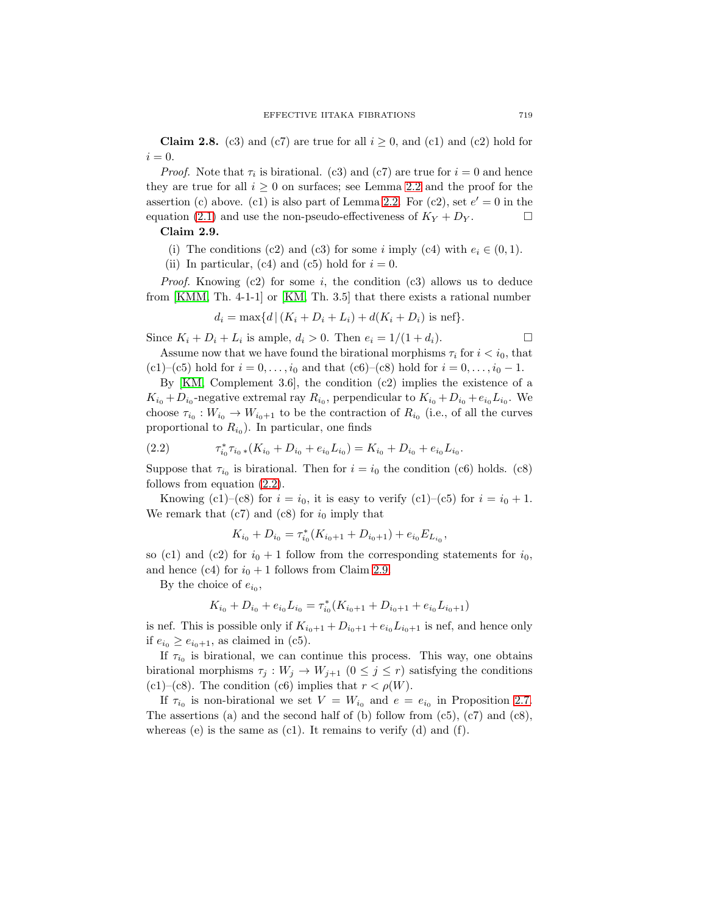**Claim 2.8.** (c3) and (c7) are true for all $i \geq 0$, and (c1) and (c2) hold for $i = 0$.

*Proof.* Note that $\tau_i$ is birational. (c3) and (c7) are true for $i = 0$ and hence they are true for all $i \geq 0$ on surfaces; see Lemma 2.2 and the proof for the assertion (c) above. (c1) is also part of Lemma 2.2. For (c2), set $e' = 0$ in the equation (2.1) and use the non-pseudo-effectiveness of $K_Y + D_Y$. □

**Claim 2.9.**

(i) The conditions (c2) and (c3) for some $i$ imply (c4) with $e_i \in (0, 1)$.

(ii) In particular, (c4) and (c5) hold for $i = 0$.

*Proof.* Knowing (c2) for some $i$, the condition (c3) allows us to deduce from [KMM, Th. 4-1-1] or [KM, Th. 3.5] that there exists a rational number

$$d_i = \max\{d \,|\, (K_i + D_i + L_i) + d(K_i + D_i) \text{ is nef}\}.$$

Since $K_i + D_i + L_i$ is ample, $d_i > 0$. Then $e_i = 1/(1 + d_i)$. □

Assume now that we have found the birational morphisms $\tau_i$ for $i < i_0$, that (c1)–(c5) hold for $i = 0, \ldots, i_0$ and that (c6)–(c8) hold for $i = 0, \ldots, i_0 - 1$.

By [KM, Complement 3.6], the condition (c2) implies the existence of a $K_{i_0} + D_{i_0}$-negative extremal ray $R_{i_0}$, perpendicular to $K_{i_0} + D_{i_0} + e_{i_0} L_{i_0}$. We choose $\tau_{i_0} : W_{i_0} \to W_{i_0+1}$ to be the contraction of $R_{i_0}$ (i.e., of all the curves proportional to $R_{i_0}$). In particular, one finds

$$\tau_{i_0}^* \tau_{i_0 *}(K_{i_0} + D_{i_0} + e_{i_0} L_{i_0}) = K_{i_0} + D_{i_0} + e_{i_0} L_{i_0}. \tag{2.2}$$

Suppose that $\tau_{i_0}$ is birational. Then for $i = i_0$ the condition (c6) holds. (c8) follows from equation (2.2).

Knowing (c1)–(c8) for $i = i_0$, it is easy to verify (c1)–(c5) for $i = i_0 + 1$. We remark that (c7) and (c8) for $i_0$ imply that

$$K_{i_0} + D_{i_0} = \tau_{i_0}^*(K_{i_0+1} + D_{i_0+1}) + e_{i_0} E_{L_{i_0}},$$

so (c1) and (c2) for $i_0 + 1$ follow from the corresponding statements for $i_0$, and hence (c4) for $i_0 + 1$ follows from Claim 2.9.

By the choice of $e_{i_0}$,

$$K_{i_0} + D_{i_0} + e_{i_0} L_{i_0} = \tau_{i_0}^*(K_{i_0+1} + D_{i_0+1} + e_{i_0} L_{i_0+1})$$

is nef. This is possible only if $K_{i_0+1} + D_{i_0+1} + e_{i_0} L_{i_0+1}$ is nef, and hence only if $e_{i_0} \geq e_{i_0+1}$, as claimed in (c5).

If $\tau_{i_0}$ is birational, we can continue this process. This way, one obtains birational morphisms $\tau_j : W_j \to W_{j+1}$ $(0 \leq j \leq r)$ satisfying the conditions (c1)–(c8). The condition (c6) implies that $r < \rho(W)$.

If $\tau_{i_0}$ is non-birational we set $V = W_{i_0}$ and $e = e_{i_0}$ in Proposition 2.7. The assertions (a) and the second half of (b) follow from (c5), (c7) and (c8), whereas (e) is the same as (c1). It remains to verify (d) and (f).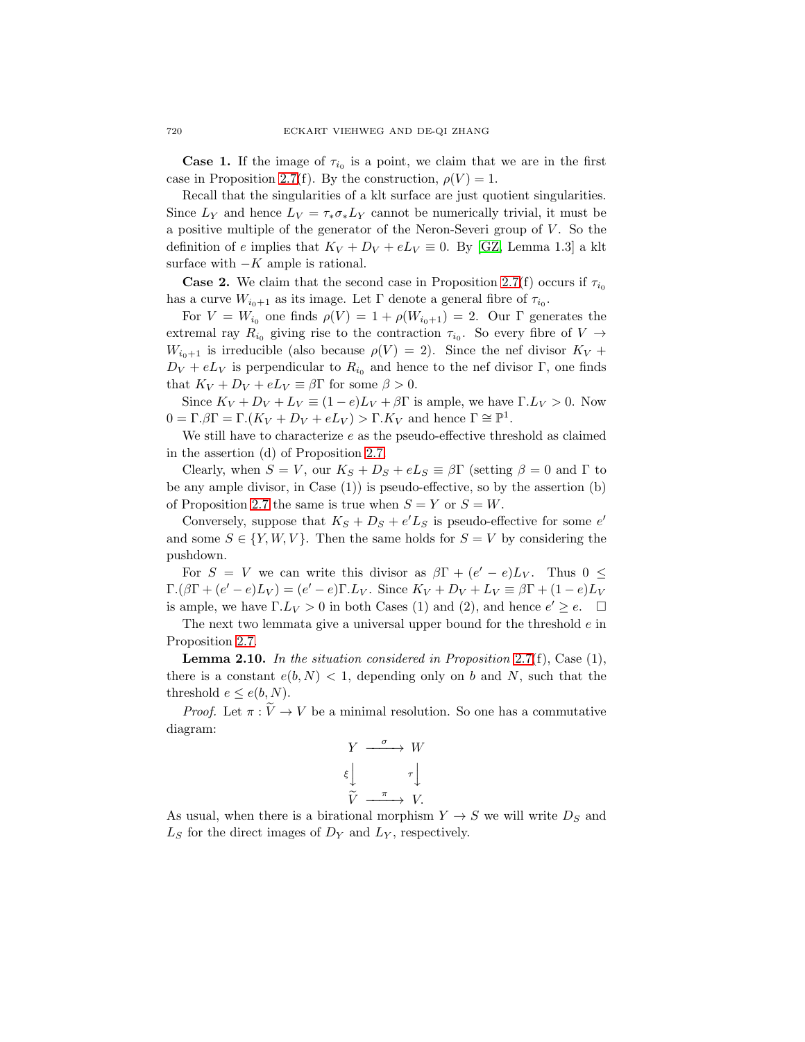**Case 1.** If the image of $\tau_{i_0}$ is a point, we claim that we are in the first case in Proposition 2.7(f). By the construction, $\rho(V) = 1$.

Recall that the singularities of a klt surface are just quotient singularities. Since $L_Y$ and hence $L_V = \tau_* \sigma_* L_Y$ cannot be numerically trivial, it must be a positive multiple of the generator of the Neron-Severi group of $V$. So the definition of $e$ implies that $K_V + D_V + eL_V \equiv 0$. By [GZ, Lemma 1.3] a klt surface with $-K$ ample is rational.

**Case 2.** We claim that the second case in Proposition 2.7(f) occurs if $\tau_{i_0}$ has a curve $W_{i_0+1}$ as its image. Let $\Gamma$ denote a general fibre of $\tau_{i_0}$.

For $V = W_{i_0}$ one finds $\rho(V) = 1 + \rho(W_{i_0+1}) = 2$. Our $\Gamma$ generates the extremal ray $R_{i_0}$ giving rise to the contraction $\tau_{i_0}$. So every fibre of $V \to W_{i_0+1}$ is irreducible (also because $\rho(V) = 2$). Since the nef divisor $K_V + D_V + eL_V$ is perpendicular to $R_{i_0}$ and hence to the nef divisor $\Gamma$, one finds that $K_V + D_V + eL_V \equiv \beta\Gamma$ for some $\beta > 0$.

Since $K_V + D_V + L_V \equiv (1-e)L_V + \beta\Gamma$ is ample, we have $\Gamma.L_V > 0$. Now $0 = \Gamma.\beta\Gamma = \Gamma.(K_V + D_V + eL_V) > \Gamma.K_V$ and hence $\Gamma \cong \mathbb{P}^1$.

We still have to characterize $e$ as the pseudo-effective threshold as claimed in the assertion (d) of Proposition 2.7.

Clearly, when $S = V$, our $K_S + D_S + eL_S \equiv \beta\Gamma$ (setting $\beta = 0$ and $\Gamma$ to be any ample divisor, in Case (1)) is pseudo-effective, so by the assertion (b) of Proposition 2.7 the same is true when $S = Y$ or $S = W$.

Conversely, suppose that $K_S + D_S + e'L_S$ is pseudo-effective for some $e'$ and some $S \in \{Y, W, V\}$. Then the same holds for $S = V$ by considering the pushdown.

For $S = V$ we can write this divisor as $\beta\Gamma + (e' - e)L_V$. Thus $0 \leq \Gamma.(\beta\Gamma + (e'-e)L_V) = (e'-e)\Gamma.L_V$. Since $K_V + D_V + L_V \equiv \beta\Gamma + (1-e)L_V$ is ample, we have $\Gamma.L_V > 0$ in both Cases (1) and (2), and hence $e' \geq e$. $\square$

The next two lemmata give a universal upper bound for the threshold $e$ in Proposition 2.7.

**Lemma 2.10.** *In the situation considered in Proposition 2.7(f), Case (1), there is a constant $e(b, N) < 1$, depending only on $b$ and $N$, such that the threshold $e \leq e(b, N)$.*

*Proof.* Let $\pi : \widetilde{V} \to V$ be a minimal resolution. So one has a commutative diagram:

$$\begin{array}{ccc} Y & \xrightarrow{\sigma} & W \\ \xi\big\downarrow & & \tau\big\downarrow \\ \widetilde{V} & \xrightarrow{\pi} & V. \end{array}$$

As usual, when there is a birational morphism $Y \to S$ we will write $D_S$ and $L_S$ for the direct images of $D_Y$ and $L_Y$, respectively.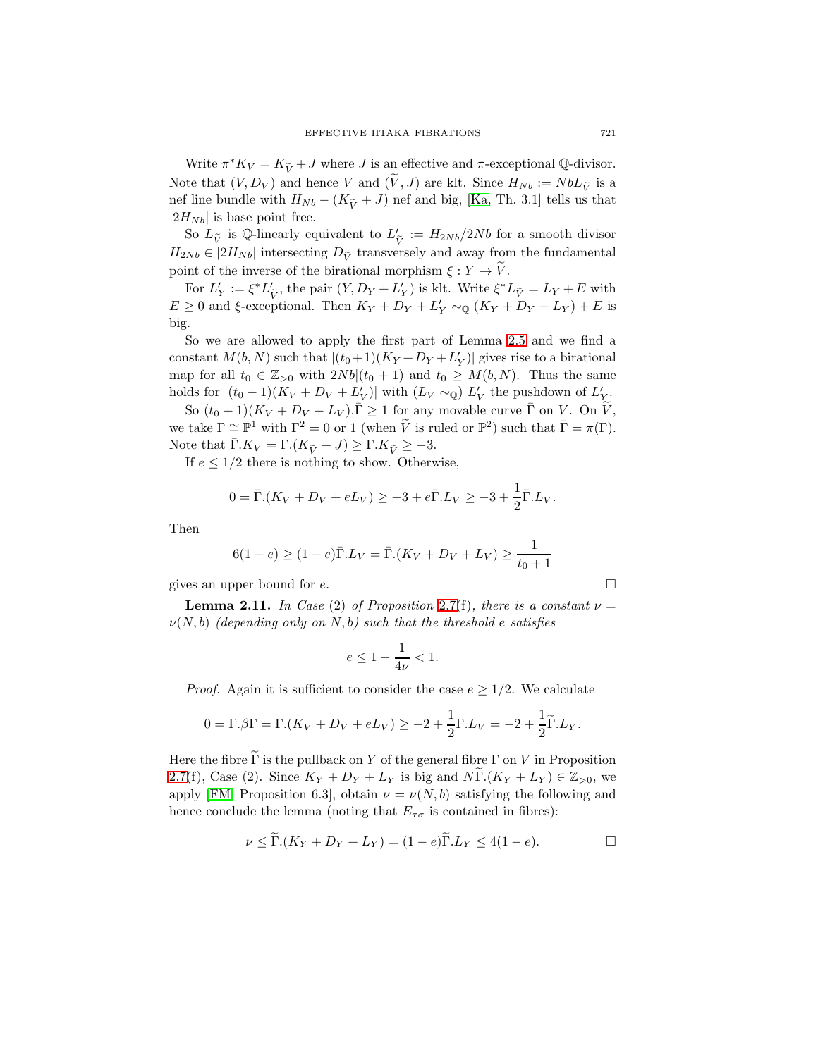Write $\pi^* K_V = K_{\widetilde{V}} + J$ where $J$ is an effective and $\pi$-exceptional $\mathbb{Q}$-divisor. Note that $(V, D_V)$ and hence $V$ and $(\widetilde{V}, J)$ are klt. Since $H_{Nb} := NbL_{\widetilde{V}}$ is a nef line bundle with $H_{Nb} - (K_{\widetilde{V}} + J)$ nef and big, [Ka, Th. 3.1] tells us that $|2H_{Nb}|$ is base point free.

So $L_{\widetilde{V}}$ is $\mathbb{Q}$-linearly equivalent to $L'_{\widetilde{V}} := H_{2Nb}/2Nb$ for a smooth divisor $H_{2Nb} \in |2H_{Nb}|$ intersecting $D_{\widetilde{V}}$ transversely and away from the fundamental point of the inverse of the birational morphism $\xi : Y \to \widetilde{V}$.

For $L'_Y := \xi^* L'_{\widetilde{V}}$, the pair $(Y, D_Y + L'_Y)$ is klt. Write $\xi^* L_{\widetilde{V}} = L_Y + E$ with $E \geq 0$ and $\xi$-exceptional. Then $K_Y + D_Y + L'_Y \sim_{\mathbb{Q}} (K_Y + D_Y + L_Y) + E$ is big.

So we are allowed to apply the first part of Lemma 2.5 and we find a constant $M(b, N)$ such that $|(t_0+1)(K_Y + D_Y + L'_Y)|$ gives rise to a birational map for all $t_0 \in \mathbb{Z}_{>0}$ with $2Nb|(t_0+1)$ and $t_0 \geq M(b, N)$. Thus the same holds for $|(t_0+1)(K_V + D_V + L'_V)|$ with $(L_V \sim_{\mathbb{Q}})$ $L'_V$ the pushdown of $L'_Y$.

So $(t_0+1)(K_V + D_V + L_V).\bar{\Gamma} \geq 1$ for any movable curve $\bar{\Gamma}$ on $V$. On $\widetilde{V}$, we take $\Gamma \cong \mathbb{P}^1$ with $\Gamma^2 = 0$ or $1$ (when $\widetilde{V}$ is ruled or $\mathbb{P}^2$) such that $\bar{\Gamma} = \pi(\Gamma)$. Note that $\bar{\Gamma}.K_V = \Gamma.(K_{\widetilde{V}} + J) \geq \Gamma.K_{\widetilde{V}} \geq -3$.

If $e \leq 1/2$ there is nothing to show. Otherwise,

$$0 = \bar{\Gamma}.(K_V + D_V + eL_V) \geq -3 + e\bar{\Gamma}.L_V \geq -3 + \frac{1}{2}\bar{\Gamma}.L_V.$$

Then

$$6(1-e) \geq (1-e)\bar{\Gamma}.L_V = \bar{\Gamma}.(K_V + D_V + L_V) \geq \frac{1}{t_0+1}$$

gives an upper bound for $e$. $\square$

**Lemma 2.11.** *In Case* (2) *of Proposition* 2.7(f)*, there is a constant* $\nu = \nu(N, b)$ *(depending only on* $N, b$*) such that the threshold* $e$ *satisfies*

$$e \leq 1 - \frac{1}{4\nu} < 1.$$

*Proof.* Again it is sufficient to consider the case $e \geq 1/2$. We calculate

$$0 = \Gamma.\beta\Gamma = \Gamma.(K_V + D_V + eL_V) \geq -2 + \frac{1}{2}\Gamma.L_V = -2 + \frac{1}{2}\widetilde{\Gamma}.L_Y.$$

Here the fibre $\widetilde{\Gamma}$ is the pullback on $Y$ of the general fibre $\Gamma$ on $V$ in Proposition 2.7(f), Case (2). Since $K_Y + D_Y + L_Y$ is big and $N\widetilde{\Gamma}.(K_Y + L_Y) \in \mathbb{Z}_{>0}$, we apply [FM, Proposition 6.3], obtain $\nu = \nu(N, b)$ satisfying the following and hence conclude the lemma (noting that $E_{\tau\sigma}$ is contained in fibres):

$$\nu \leq \widetilde{\Gamma}.(K_Y + D_Y + L_Y) = (1-e)\widetilde{\Gamma}.L_Y \leq 4(1-e). \qquad \square$$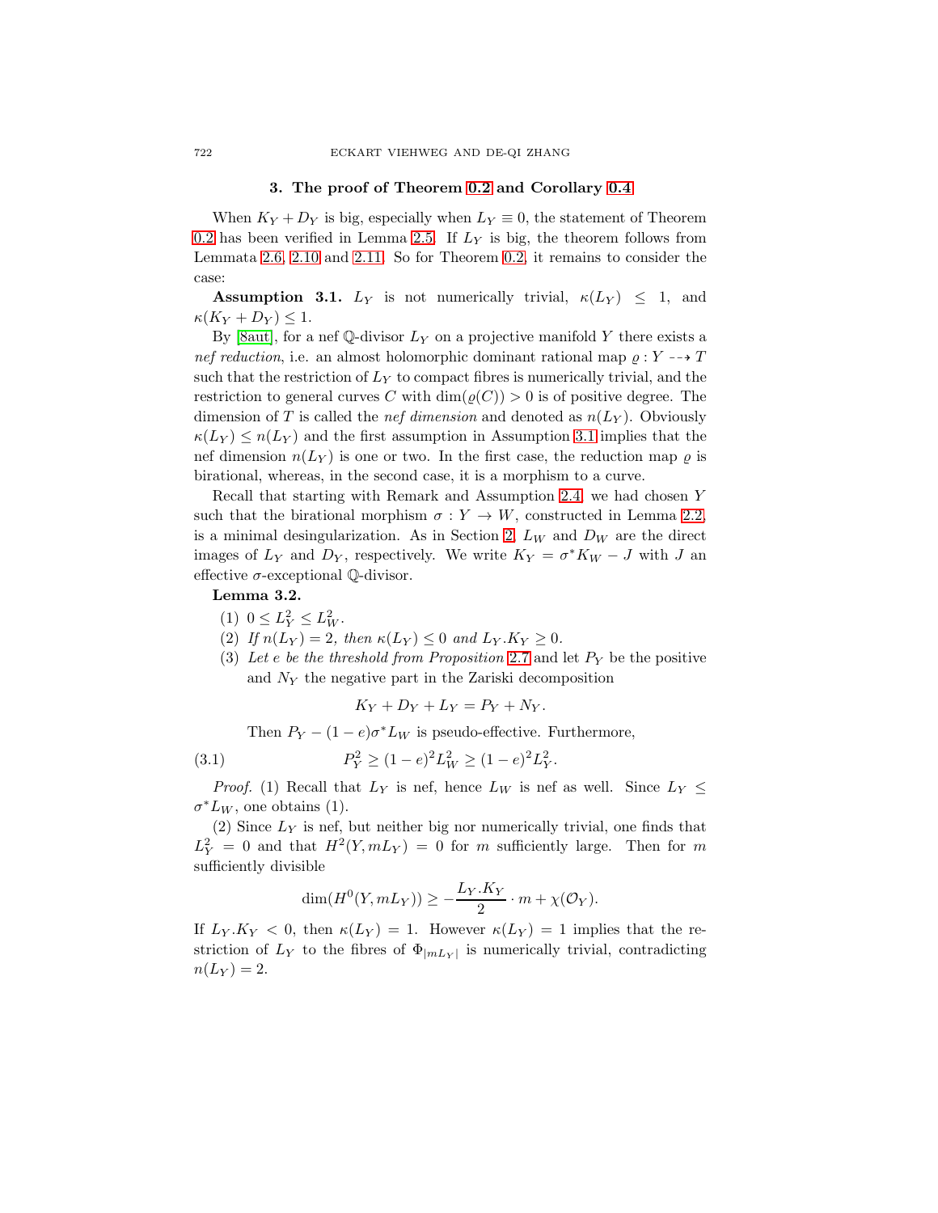## 3. The proof of Theorem 0.2 and Corollary 0.4

When $K_Y + D_Y$ is big, especially when $L_Y \equiv 0$, the statement of Theorem 0.2 has been verified in Lemma 2.5. If $L_Y$ is big, the theorem follows from Lemmata 2.6, 2.10 and 2.11. So for Theorem 0.2, it remains to consider the case:

**Assumption 3.1.** $L_Y$ is not numerically trivial, $\kappa(L_Y) \leq 1$, and $\kappa(K_Y + D_Y) \leq 1$.

By [8aut], for a nef $\mathbb{Q}$-divisor $L_Y$ on a projective manifold $Y$ there exists a *nef reduction*, i.e. an almost holomorphic dominant rational map $\varrho : Y \dashrightarrow T$ such that the restriction of $L_Y$ to compact fibres is numerically trivial, and the restriction to general curves $C$ with $\dim(\varrho(C)) > 0$ is of positive degree. The dimension of $T$ is called the *nef dimension* and denoted as $n(L_Y)$. Obviously $\kappa(L_Y) \leq n(L_Y)$ and the first assumption in Assumption 3.1 implies that the nef dimension $n(L_Y)$ is one or two. In the first case, the reduction map $\varrho$ is birational, whereas, in the second case, it is a morphism to a curve.

Recall that starting with Remark and Assumption 2.4, we had chosen $Y$ such that the birational morphism $\sigma : Y \to W$, constructed in Lemma 2.2, is a minimal desingularization. As in Section 2, $L_W$ and $D_W$ are the direct images of $L_Y$ and $D_Y$, respectively. We write $K_Y = \sigma^* K_W - J$ with $J$ an effective $\sigma$-exceptional $\mathbb{Q}$-divisor.

**Lemma 3.2.**

(1) $0 \leq L_Y^2 \leq L_W^2$.

(2) *If* $n(L_Y) = 2$, *then* $\kappa(L_Y) \leq 0$ *and* $L_Y.K_Y \geq 0$.

(3) *Let* $e$ *be the threshold from Proposition* 2.7 *and let* $P_Y$ *be the positive and* $N_Y$ *the negative part in the Zariski decomposition*

$$K_Y + D_Y + L_Y = P_Y + N_Y.$$

*Then* $P_Y - (1-e)\sigma^* L_W$ *is pseudo-effective. Furthermore,*

$$P_Y^2 \geq (1-e)^2 L_W^2 \geq (1-e)^2 L_Y^2. \tag{3.1}$$

*Proof.* (1) Recall that $L_Y$ is nef, hence $L_W$ is nef as well. Since $L_Y \leq \sigma^* L_W$, one obtains (1).

(2) Since $L_Y$ is nef, but neither big nor numerically trivial, one finds that $L_Y^2 = 0$ and that $H^2(Y, mL_Y) = 0$ for $m$ sufficiently large. Then for $m$ sufficiently divisible

$$\dim(H^0(Y, mL_Y)) \geq -\frac{L_Y.K_Y}{2} \cdot m + \chi(\mathcal{O}_Y).$$

If $L_Y.K_Y < 0$, then $\kappa(L_Y) = 1$. However $\kappa(L_Y) = 1$ implies that the restriction of $L_Y$ to the fibres of $\Phi_{|mL_Y|}$ is numerically trivial, contradicting $n(L_Y) = 2$.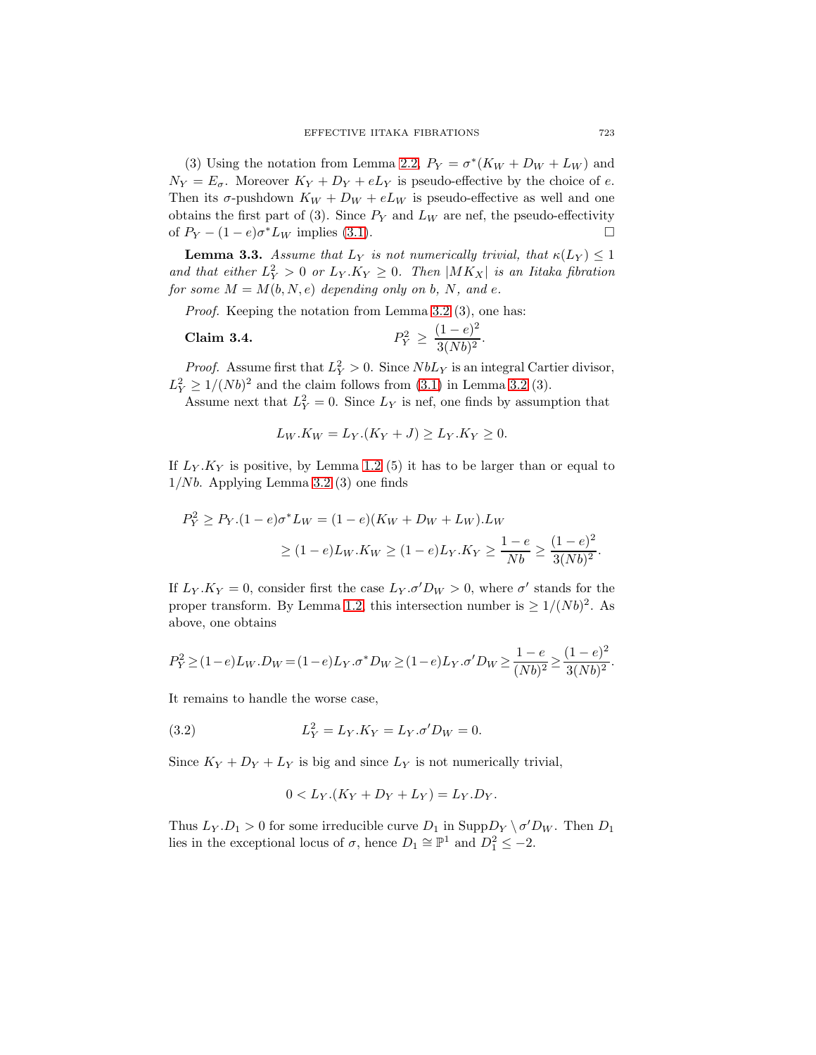(3) Using the notation from Lemma 2.2, $P_Y = \sigma^*(K_W + D_W + L_W)$ and $N_Y = E_\sigma$. Moreover $K_Y + D_Y + eL_Y$ is pseudo-effective by the choice of $e$. Then its $\sigma$-pushdown $K_W + D_W + eL_W$ is pseudo-effective as well and one obtains the first part of (3). Since $P_Y$ and $L_W$ are nef, the pseudo-effectivity of $P_Y - (1-e)\sigma^* L_W$ implies (3.1). $\square$

**Lemma 3.3.** *Assume that $L_Y$ is not numerically trivial, that $\kappa(L_Y) \leq 1$ and that either $L_Y^2 > 0$ or $L_Y.K_Y \geq 0$. Then $|MK_X|$ is an Iitaka fibration for some $M = M(b, N, e)$ depending only on $b$, $N$, and $e$.*

*Proof.* Keeping the notation from Lemma 3.2 (3), one has:

**Claim 3.4.**
$$P_Y^2 \geq \frac{(1-e)^2}{3(Nb)^2}.$$

*Proof.* Assume first that $L_Y^2 > 0$. Since $NbL_Y$ is an integral Cartier divisor, $L_Y^2 \geq 1/(Nb)^2$ and the claim follows from (3.1) in Lemma 3.2 (3).

Assume next that $L_Y^2 = 0$. Since $L_Y$ is nef, one finds by assumption that

$$L_W.K_W = L_Y.(K_Y + J) \geq L_Y.K_Y \geq 0.$$

If $L_Y.K_Y$ is positive, by Lemma 1.2 (5) it has to be larger than or equal to $1/Nb$. Applying Lemma 3.2 (3) one finds

$$\begin{aligned}
P_Y^2 \geq P_Y.(1-e)\sigma^* L_W &= (1-e)(K_W + D_W + L_W).L_W \\
&\geq (1-e)L_W.K_W \geq (1-e)L_Y.K_Y \geq \frac{1-e}{Nb} \geq \frac{(1-e)^2}{3(Nb)^2}.
\end{aligned}$$

If $L_Y.K_Y = 0$, consider first the case $L_Y.\sigma' D_W > 0$, where $\sigma'$ stands for the proper transform. By Lemma 1.2, this intersection number is $\geq 1/(Nb)^2$. As above, one obtains

$$P_Y^2 \geq (1-e)L_W.D_W = (1-e)L_Y.\sigma^* D_W \geq (1-e)L_Y.\sigma' D_W \geq \frac{1-e}{(Nb)^2} \geq \frac{(1-e)^2}{3(Nb)^2}.$$

It remains to handle the worse case,

$$L_Y^2 = L_Y.K_Y = L_Y.\sigma' D_W = 0. \tag{3.2}$$

Since $K_Y + D_Y + L_Y$ is big and since $L_Y$ is not numerically trivial,

$$0 < L_Y.(K_Y + D_Y + L_Y) = L_Y.D_Y.$$

Thus $L_Y.D_1 > 0$ for some irreducible curve $D_1$ in $\text{Supp}D_Y \setminus \sigma' D_W$. Then $D_1$ lies in the exceptional locus of $\sigma$, hence $D_1 \cong \mathbb{P}^1$ and $D_1^2 \leq -2$.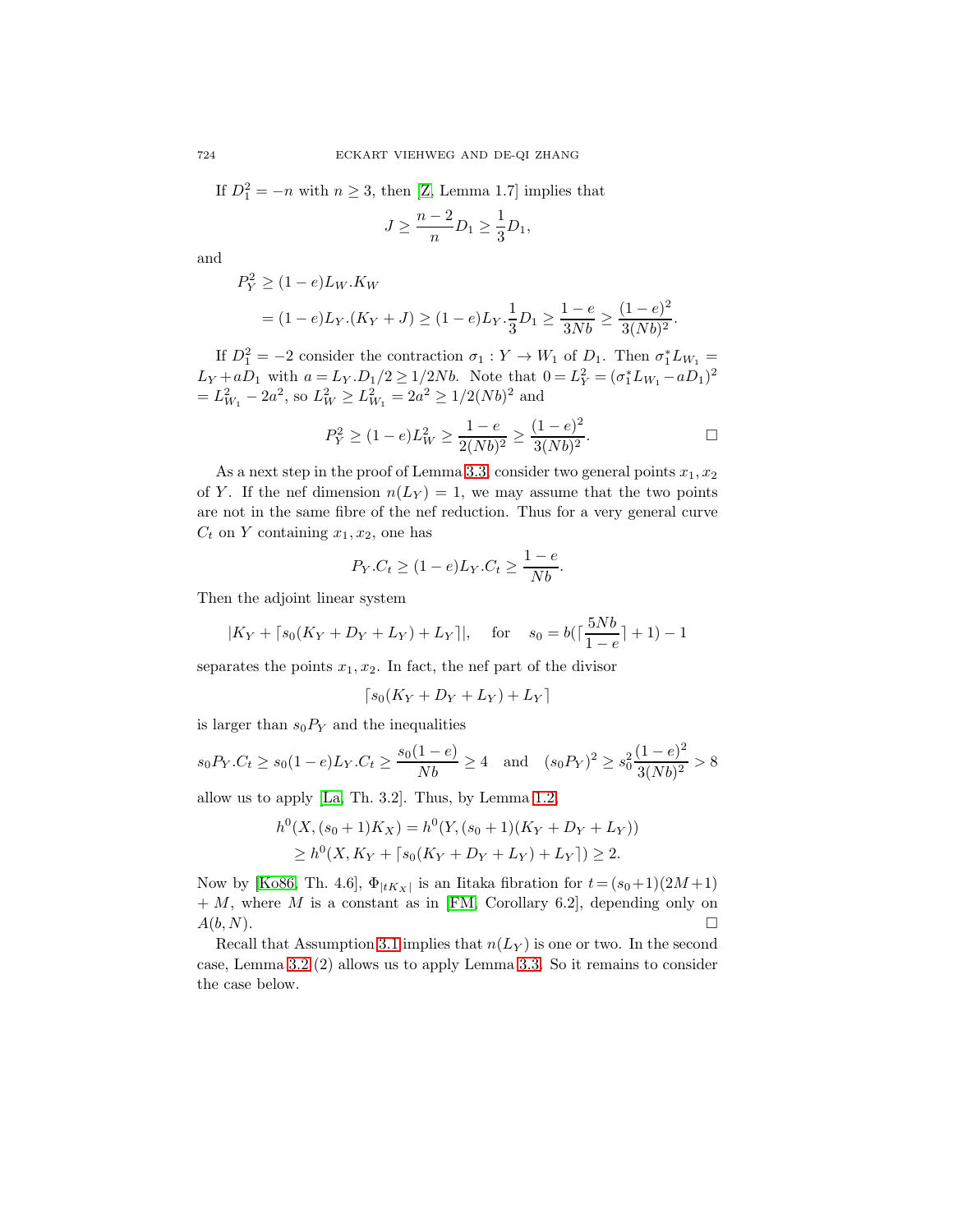If $D_1^2 = -n$ with $n \geq 3$, then [Z, Lemma 1.7] implies that

$$J \geq \frac{n-2}{n} D_1 \geq \frac{1}{3} D_1,$$

and

$$\begin{aligned} P_Y^2 &\geq (1-e) L_W . K_W \\ &= (1-e) L_Y . (K_Y + J) \geq (1-e) L_Y . \frac{1}{3} D_1 \geq \frac{1-e}{3Nb} \geq \frac{(1-e)^2}{3(Nb)^2}. \end{aligned}$$

If $D_1^2 = -2$ consider the contraction $\sigma_1 : Y \to W_1$ of $D_1$. Then $\sigma_1^* L_{W_1} = L_Y + a D_1$ with $a = L_Y . D_1 / 2 \geq 1/2Nb$. Note that $0 = L_Y^2 = (\sigma_1^* L_{W_1} - a D_1)^2 = L_{W_1}^2 - 2a^2$, so $L_W^2 \geq L_{W_1}^2 = 2a^2 \geq 1/2(Nb)^2$ and

$$P_Y^2 \geq (1-e) L_W^2 \geq \frac{1-e}{2(Nb)^2} \geq \frac{(1-e)^2}{3(Nb)^2}. \qquad \square$$

As a next step in the proof of Lemma 3.3, consider two general points $x_1, x_2$ of $Y$. If the nef dimension $n(L_Y) = 1$, we may assume that the two points are not in the same fibre of the nef reduction. Thus for a very general curve $C_t$ on $Y$ containing $x_1, x_2$, one has

$$P_Y . C_t \geq (1-e) L_Y . C_t \geq \frac{1-e}{Nb}.$$

Then the adjoint linear system

$$|K_Y + \lceil s_0 (K_Y + D_Y + L_Y) + L_Y \rceil|, \quad \text{for} \quad s_0 = b(\lceil \frac{5Nb}{1-e} \rceil + 1) - 1$$

separates the points $x_1, x_2$. In fact, the nef part of the divisor

$$\lceil s_0 (K_Y + D_Y + L_Y) + L_Y \rceil$$

is larger than $s_0 P_Y$ and the inequalities

$$s_0 P_Y . C_t \geq s_0 (1-e) L_Y . C_t \geq \frac{s_0 (1-e)}{Nb} \geq 4 \quad \text{and} \quad (s_0 P_Y)^2 \geq s_0^2 \frac{(1-e)^2}{3(Nb)^2} > 8$$

allow us to apply [La, Th. 3.2]. Thus, by Lemma 1.2,

$$\begin{aligned} h^0(X, (s_0+1) K_X) &= h^0(Y, (s_0+1)(K_Y + D_Y + L_Y)) \\ &\geq h^0(X, K_Y + \lceil s_0 (K_Y + D_Y + L_Y) + L_Y \rceil) \geq 2. \end{aligned}$$

Now by [Ko86, Th. 4.6], $\Phi_{|tK_X|}$ is an Iitaka fibration for $t = (s_0+1)(2M+1) + M$, where $M$ is a constant as in [FM, Corollary 6.2], depending only on $A(b, N)$. $\square$

Recall that Assumption 3.1 implies that $n(L_Y)$ is one or two. In the second case, Lemma 3.2 (2) allows us to apply Lemma 3.3. So it remains to consider the case below.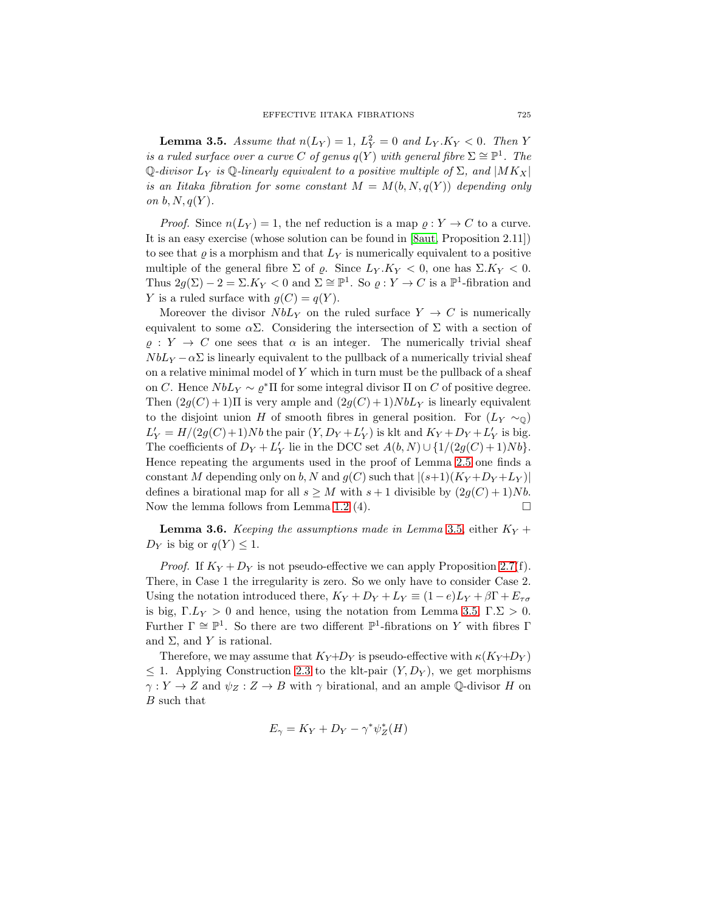**Lemma 3.5.** *Assume that $n(L_Y) = 1$, $L_Y^2 = 0$ and $L_Y.K_Y < 0$. Then $Y$ is a ruled surface over a curve $C$ of genus $q(Y)$ with general fibre $\Sigma \cong \mathbb{P}^1$. The $\mathbb{Q}$-divisor $L_Y$ is $\mathbb{Q}$-linearly equivalent to a positive multiple of $\Sigma$, and $|MK_X|$ is an Iitaka fibration for some constant $M = M(b, N, q(Y))$ depending only on $b, N, q(Y)$.*

*Proof.* Since $n(L_Y) = 1$, the nef reduction is a map $\varrho : Y \to C$ to a curve. It is an easy exercise (whose solution can be found in [8aut, Proposition 2.11]) to see that $\varrho$ is a morphism and that $L_Y$ is numerically equivalent to a positive multiple of the general fibre $\Sigma$ of $\varrho$. Since $L_Y.K_Y < 0$, one has $\Sigma.K_Y < 0$. Thus $2g(\Sigma) - 2 = \Sigma.K_Y < 0$ and $\Sigma \cong \mathbb{P}^1$. So $\varrho : Y \to C$ is a $\mathbb{P}^1$-fibration and $Y$ is a ruled surface with $g(C) = q(Y)$.

Moreover the divisor $NbL_Y$ on the ruled surface $Y \to C$ is numerically equivalent to some $\alpha\Sigma$. Considering the intersection of $\Sigma$ with a section of $\varrho : Y \to C$ one sees that $\alpha$ is an integer. The numerically trivial sheaf $NbL_Y - \alpha\Sigma$ is linearly equivalent to the pullback of a numerically trivial sheaf on a relative minimal model of $Y$ which in turn must be the pullback of a sheaf on $C$. Hence $NbL_Y \sim \varrho^*\Pi$ for some integral divisor $\Pi$ on $C$ of positive degree. Then $(2g(C)+1)\Pi$ is very ample and $(2g(C)+1)NbL_Y$ is linearly equivalent to the disjoint union $H$ of smooth fibres in general position. For ($L_Y \sim_{\mathbb{Q}}$) $L'_Y = H/(2g(C)+1)Nb$ the pair $(Y, D_Y + L'_Y)$ is klt and $K_Y + D_Y + L'_Y$ is big. The coefficients of $D_Y + L'_Y$ lie in the DCC set $A(b, N) \cup \{1/(2g(C)+1)Nb\}$. Hence repeating the arguments used in the proof of Lemma 2.5 one finds a constant $M$ depending only on $b, N$ and $g(C)$ such that $|(s+1)(K_Y+D_Y+L_Y)|$ defines a birational map for all $s \geq M$ with $s+1$ divisible by $(2g(C)+1)Nb$. Now the lemma follows from Lemma 1.2 (4). $\square$

**Lemma 3.6.** *Keeping the assumptions made in Lemma 3.5,* either $K_Y + D_Y$ is big or $q(Y) \leq 1$.

*Proof.* If $K_Y + D_Y$ is not pseudo-effective we can apply Proposition 2.7(f). There, in Case 1 the irregularity is zero. So we only have to consider Case 2. Using the notation introduced there, $K_Y + D_Y + L_Y \equiv (1-e)L_Y + \beta\Gamma + E_{\tau\sigma}$ is big, $\Gamma.L_Y > 0$ and hence, using the notation from Lemma 3.5, $\Gamma.\Sigma > 0$. Further $\Gamma \cong \mathbb{P}^1$. So there are two different $\mathbb{P}^1$-fibrations on $Y$ with fibres $\Gamma$ and $\Sigma$, and $Y$ is rational.

Therefore, we may assume that $K_Y+D_Y$ is pseudo-effective with $\kappa(K_Y+D_Y) \leq 1$. Applying Construction 2.3 to the klt-pair $(Y, D_Y)$, we get morphisms $\gamma : Y \to Z$ and $\psi_Z : Z \to B$ with $\gamma$ birational, and an ample $\mathbb{Q}$-divisor $H$ on $B$ such that

$$E_\gamma = K_Y + D_Y - \gamma^*\psi_Z^*(H)$$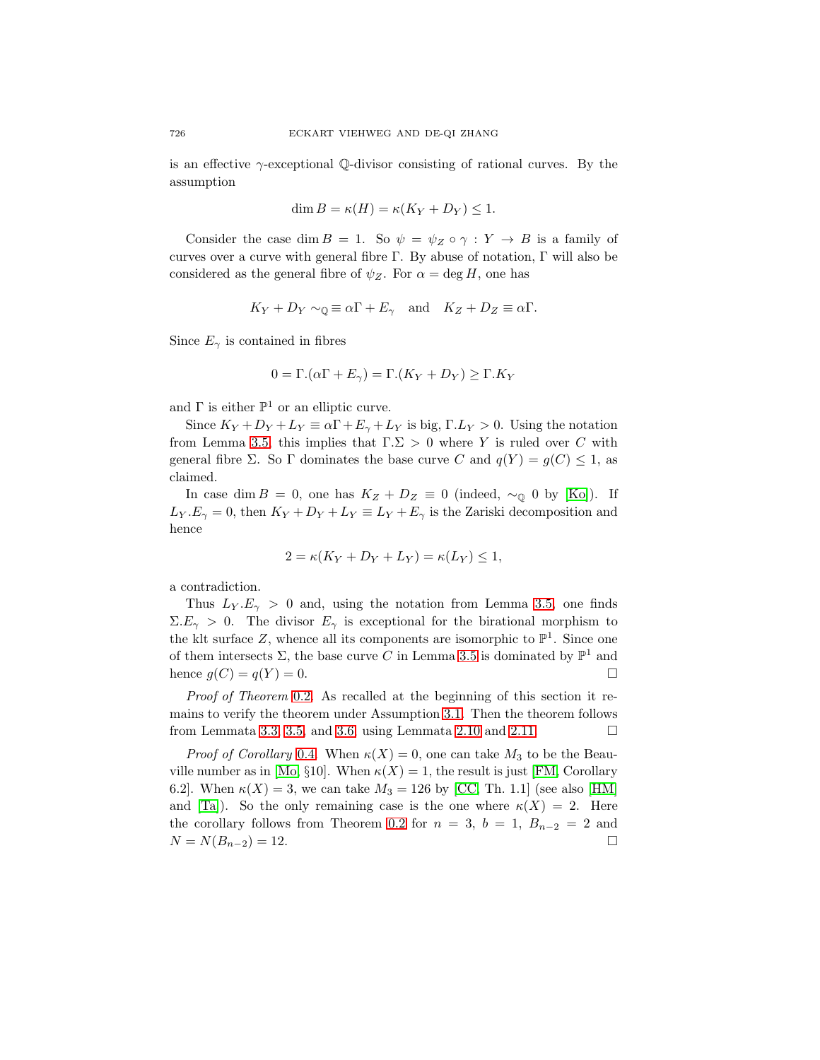is an effective $\gamma$-exceptional $\mathbb{Q}$-divisor consisting of rational curves. By the assumption

$$\dim B = \kappa(H) = \kappa(K_Y + D_Y) \leq 1.$$

Consider the case $\dim B = 1$. So $\psi = \psi_Z \circ \gamma : Y \to B$ is a family of curves over a curve with general fibre $\Gamma$. By abuse of notation, $\Gamma$ will also be considered as the general fibre of $\psi_Z$. For $\alpha = \deg H$, one has

$$K_Y + D_Y \sim_{\mathbb{Q}} \equiv \alpha\Gamma + E_\gamma \quad \text{and} \quad K_Z + D_Z \equiv \alpha\Gamma.$$

Since $E_\gamma$ is contained in fibres

$$0 = \Gamma.(\alpha\Gamma + E_\gamma) = \Gamma.(K_Y + D_Y) \geq \Gamma.K_Y$$

and $\Gamma$ is either $\mathbb{P}^1$ or an elliptic curve.

Since $K_Y + D_Y + L_Y \equiv \alpha\Gamma + E_\gamma + L_Y$ is big, $\Gamma.L_Y > 0$. Using the notation from Lemma 3.5, this implies that $\Gamma.\Sigma > 0$ where $Y$ is ruled over $C$ with general fibre $\Sigma$. So $\Gamma$ dominates the base curve $C$ and $q(Y) = g(C) \leq 1$, as claimed.

In case $\dim B = 0$, one has $K_Z + D_Z \equiv 0$ (indeed, $\sim_{\mathbb{Q}} 0$ by [Ko]). If $L_Y.E_\gamma = 0$, then $K_Y + D_Y + L_Y \equiv L_Y + E_\gamma$ is the Zariski decomposition and hence

$$2 = \kappa(K_Y + D_Y + L_Y) = \kappa(L_Y) \leq 1,$$

a contradiction.

Thus $L_Y.E_\gamma > 0$ and, using the notation from Lemma 3.5, one finds $\Sigma.E_\gamma > 0$. The divisor $E_\gamma$ is exceptional for the birational morphism to the klt surface $Z$, whence all its components are isomorphic to $\mathbb{P}^1$. Since one of them intersects $\Sigma$, the base curve $C$ in Lemma 3.5 is dominated by $\mathbb{P}^1$ and hence $g(C) = q(Y) = 0$. □

*Proof of Theorem* 0.2. As recalled at the beginning of this section it remains to verify the theorem under Assumption 3.1. Then the theorem follows from Lemmata 3.3, 3.5, and 3.6, using Lemmata 2.10 and 2.11. □

*Proof of Corollary* 0.4. When $\kappa(X) = 0$, one can take $M_3$ to be the Beauville number as in [Mo, §10]. When $\kappa(X) = 1$, the result is just [FM, Corollary 6.2]. When $\kappa(X) = 3$, we can take $M_3 = 126$ by [CC, Th. 1.1] (see also [HM] and [Ta]). So the only remaining case is the one where $\kappa(X) = 2$. Here the corollary follows from Theorem 0.2 for $n = 3$, $b = 1$, $B_{n-2} = 2$ and $N = N(B_{n-2}) = 12$. □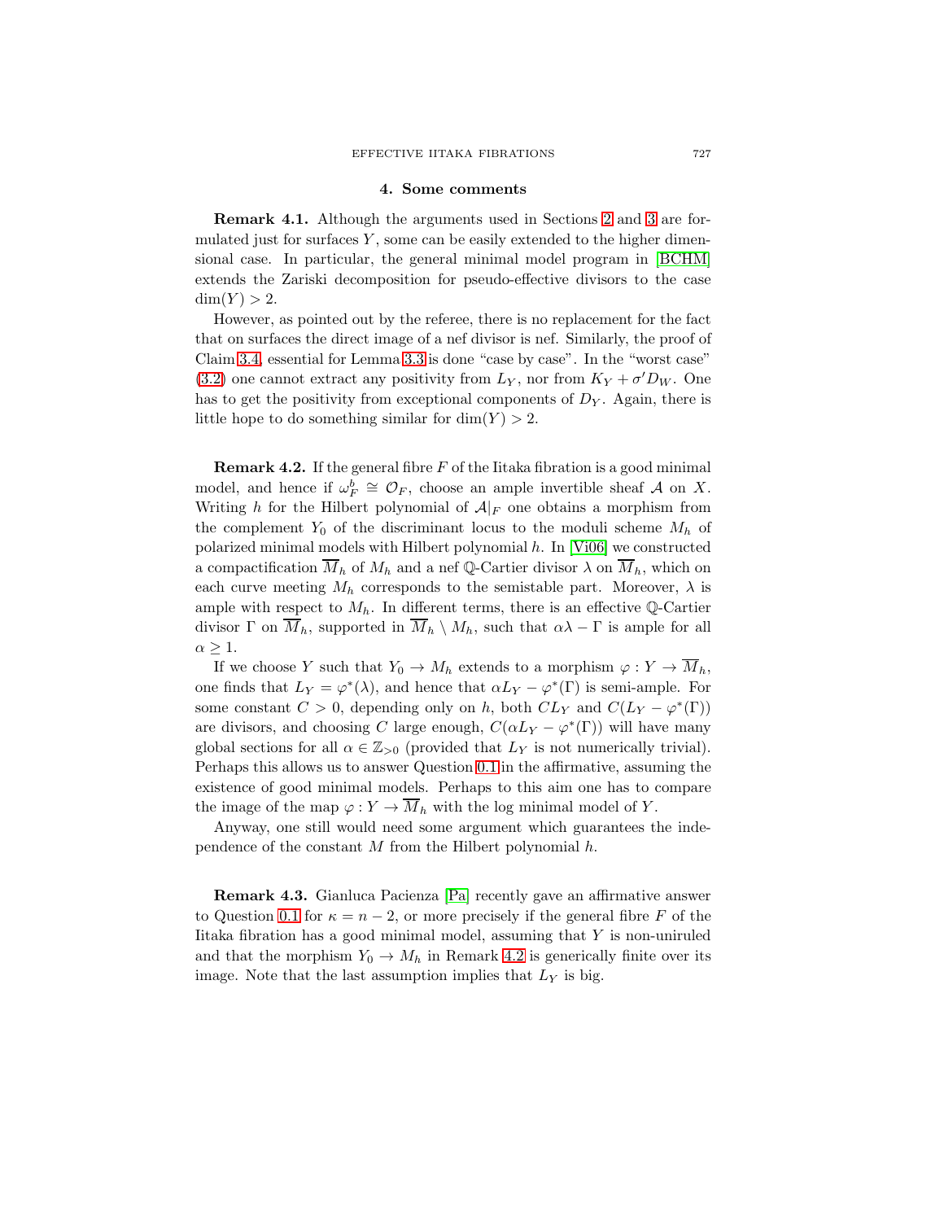## 4. Some comments

**Remark 4.1.** Although the arguments used in Sections 2 and 3 are formulated just for surfaces $Y$, some can be easily extended to the higher dimensional case. In particular, the general minimal model program in [BCHM] extends the Zariski decomposition for pseudo-effective divisors to the case $\dim(Y) > 2$.

However, as pointed out by the referee, there is no replacement for the fact that on surfaces the direct image of a nef divisor is nef. Similarly, the proof of Claim 3.4, essential for Lemma 3.3 is done "case by case". In the "worst case" (3.2) one cannot extract any positivity from $L_Y$, nor from $K_Y + \sigma' D_W$. One has to get the positivity from exceptional components of $D_Y$. Again, there is little hope to do something similar for $\dim(Y) > 2$.

**Remark 4.2.** If the general fibre $F$ of the Iitaka fibration is a good minimal model, and hence if $\omega_F^b \cong \mathcal{O}_F$, choose an ample invertible sheaf $\mathcal{A}$ on $X$. Writing $h$ for the Hilbert polynomial of $\mathcal{A}|_F$ one obtains a morphism from the complement $Y_0$ of the discriminant locus to the moduli scheme $M_h$ of polarized minimal models with Hilbert polynomial $h$. In [Vi06] we constructed a compactification $\overline{M}_h$ of $M_h$ and a nef $\mathbb{Q}$-Cartier divisor $\lambda$ on $\overline{M}_h$, which on each curve meeting $M_h$ corresponds to the semistable part. Moreover, $\lambda$ is ample with respect to $M_h$. In different terms, there is an effective $\mathbb{Q}$-Cartier divisor $\Gamma$ on $\overline{M}_h$, supported in $\overline{M}_h \setminus M_h$, such that $\alpha\lambda - \Gamma$ is ample for all $\alpha \geq 1$.

If we choose $Y$ such that $Y_0 \to M_h$ extends to a morphism $\varphi : Y \to \overline{M}_h$, one finds that $L_Y = \varphi^*(\lambda)$, and hence that $\alpha L_Y - \varphi^*(\Gamma)$ is semi-ample. For some constant $C > 0$, depending only on $h$, both $CL_Y$ and $C(L_Y - \varphi^*(\Gamma))$ are divisors, and choosing $C$ large enough, $C(\alpha L_Y - \varphi^*(\Gamma))$ will have many global sections for all $\alpha \in \mathbb{Z}_{>0}$ (provided that $L_Y$ is not numerically trivial). Perhaps this allows us to answer Question 0.1 in the affirmative, assuming the existence of good minimal models. Perhaps to this aim one has to compare the image of the map $\varphi : Y \to \overline{M}_h$ with the log minimal model of $Y$.

Anyway, one still would need some argument which guarantees the independence of the constant $M$ from the Hilbert polynomial $h$.

**Remark 4.3.** Gianluca Pacienza [Pa] recently gave an affirmative answer to Question 0.1 for $\kappa = n - 2$, or more precisely if the general fibre $F$ of the Iitaka fibration has a good minimal model, assuming that $Y$ is non-uniruled and that the morphism $Y_0 \to M_h$ in Remark 4.2 is generically finite over its image. Note that the last assumption implies that $L_Y$ is big.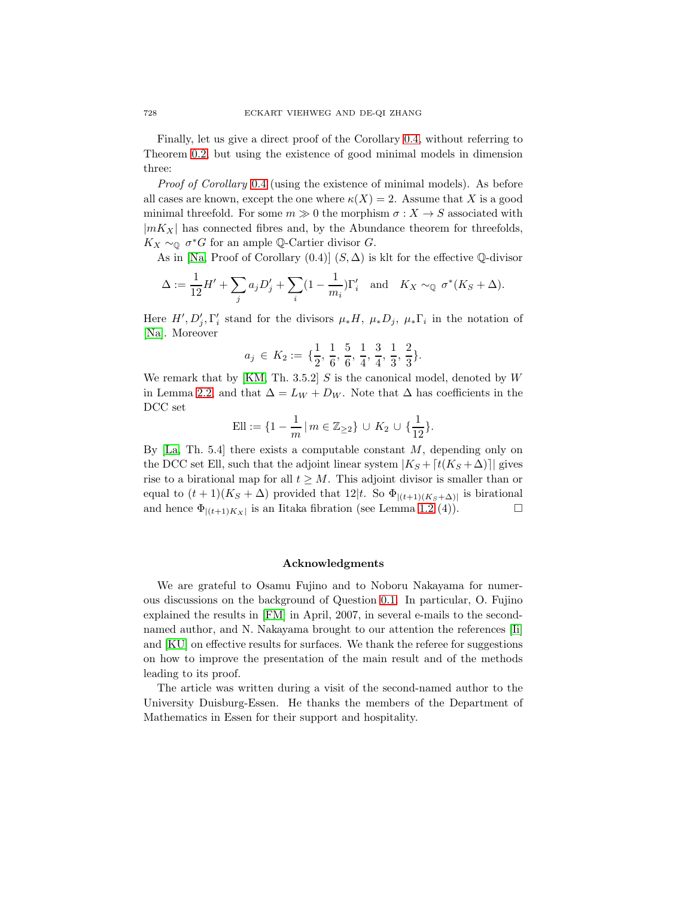Finally, let us give a direct proof of the Corollary 0.4, without referring to Theorem 0.2, but using the existence of good minimal models in dimension three:

*Proof of Corollary* 0.4 (using the existence of minimal models). As before all cases are known, except the one where $\kappa(X) = 2$. Assume that $X$ is a good minimal threefold. For some $m \gg 0$ the morphism $\sigma : X \to S$ associated with $|mK_X|$ has connected fibres and, by the Abundance theorem for threefolds, $K_X \sim_{\mathbb{Q}} \sigma^* G$ for an ample $\mathbb{Q}$-Cartier divisor $G$.

As in [Na, Proof of Corollary (0.4)] $(S, \Delta)$ is klt for the effective $\mathbb{Q}$-divisor

$$\Delta := \frac{1}{12}H' + \sum_j a_j D'_j + \sum_i (1 - \frac{1}{m_i})\Gamma'_i \quad \text{and} \quad K_X \sim_{\mathbb{Q}} \sigma^*(K_S + \Delta).$$

Here $H', D'_j, \Gamma'_i$ stand for the divisors $\mu_* H$, $\mu_* D_j$, $\mu_* \Gamma_i$ in the notation of [Na]. Moreover

$$a_j \in K_2 := \{\frac{1}{2}, \frac{1}{6}, \frac{5}{6}, \frac{1}{4}, \frac{3}{4}, \frac{1}{3}, \frac{2}{3}\}.$$

We remark that by [KM, Th. 3.5.2] $S$ is the canonical model, denoted by $W$ in Lemma 2.2, and that $\Delta = L_W + D_W$. Note that $\Delta$ has coefficients in the DCC set

$$\text{Ell} := \{1 - \frac{1}{m} \,|\, m \in \mathbb{Z}_{\geq 2}\} \cup K_2 \cup \{\frac{1}{12}\}.$$

By [La, Th. 5.4] there exists a computable constant $M$, depending only on the DCC set Ell, such that the adjoint linear system $|K_S + \lceil t(K_S + \Delta)\rceil|$ gives rise to a birational map for all $t \geq M$. This adjoint divisor is smaller than or equal to $(t+1)(K_S + \Delta)$ provided that $12|t$. So $\Phi_{|(t+1)(K_S+\Delta)|}$ is birational and hence $\Phi_{|(t+1)K_X|}$ is an Iitaka fibration (see Lemma 1.2 (4)). □

## Acknowledgments

We are grateful to Osamu Fujino and to Noboru Nakayama for numerous discussions on the background of Question 0.1. In particular, O. Fujino explained the results in [FM] in April, 2007, in several e-mails to the second-named author, and N. Nakayama brought to our attention the references [Ii] and [KU] on effective results for surfaces. We thank the referee for suggestions on how to improve the presentation of the main result and of the methods leading to its proof.

The article was written during a visit of the second-named author to the University Duisburg-Essen. He thanks the members of the Department of Mathematics in Essen for their support and hospitality.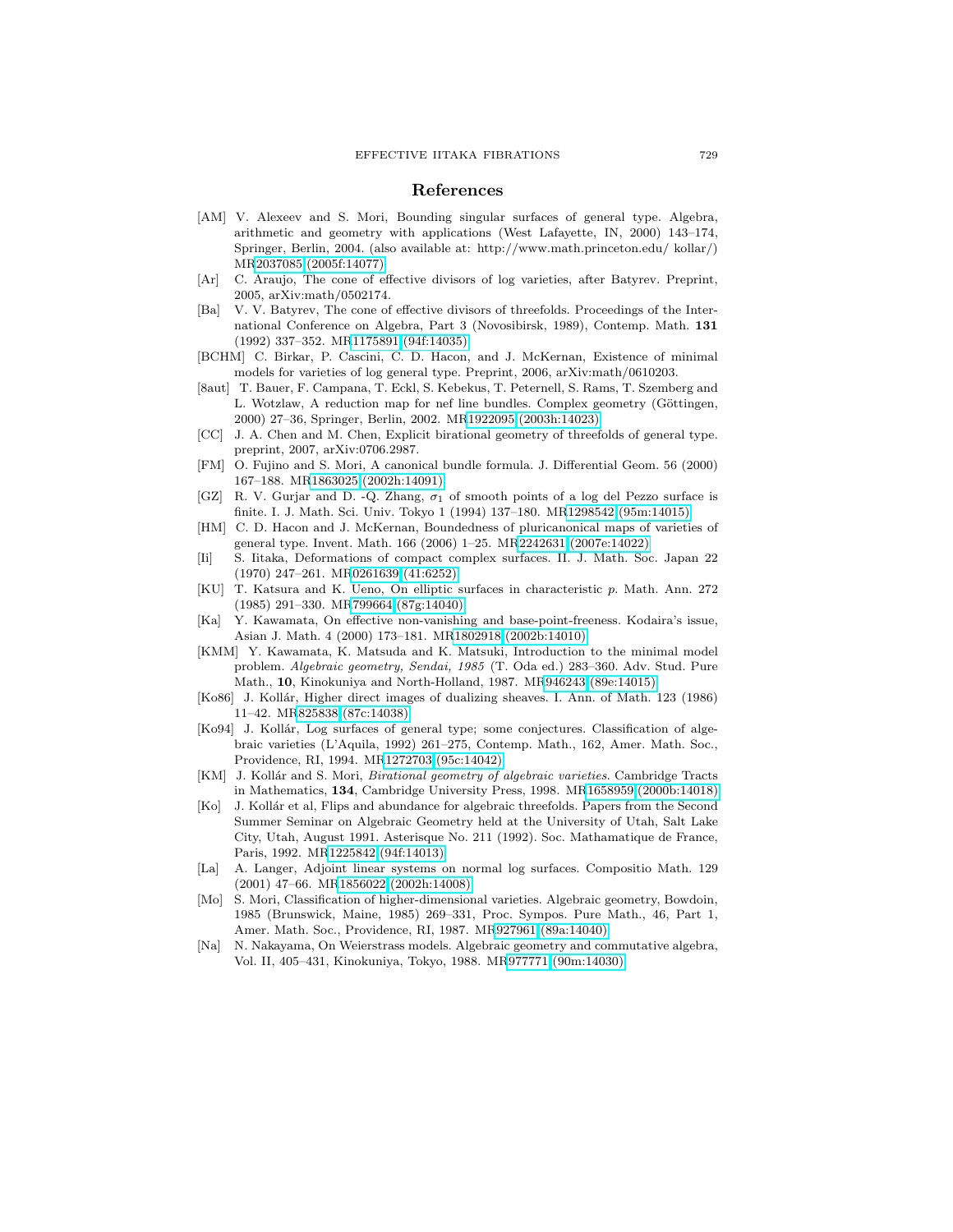## References

- [AM] V. Alexeev and S. Mori, Bounding singular surfaces of general type. Algebra, arithmetic and geometry with applications (West Lafayette, IN, 2000) 143–174, Springer, Berlin, 2004. (also available at: http://www.math.princeton.edu/ kollar/) MR2037085 (2005f:14077)
- [Ar] C. Araujo, The cone of effective divisors of log varieties, after Batyrev. Preprint, 2005, arXiv:math/0502174.
- [Ba] V. V. Batyrev, The cone of effective divisors of threefolds. Proceedings of the International Conference on Algebra, Part 3 (Novosibirsk, 1989), Contemp. Math. **131** (1992) 337–352. MR1175891 (94f:14035)
- [BCHM] C. Birkar, P. Cascini, C. D. Hacon, and J. McKernan, Existence of minimal models for varieties of log general type. Preprint, 2006, arXiv:math/0610203.
- [8aut] T. Bauer, F. Campana, T. Eckl, S. Kebekus, T. Peternell, S. Rams, T. Szemberg and L. Wotzlaw, A reduction map for nef line bundles. Complex geometry (Göttingen, 2000) 27–36, Springer, Berlin, 2002. MR1922095 (2003h:14023)
- [CC] J. A. Chen and M. Chen, Explicit birational geometry of threefolds of general type. preprint, 2007, arXiv:0706.2987.
- [FM] O. Fujino and S. Mori, A canonical bundle formula. J. Differential Geom. 56 (2000) 167–188. MR1863025 (2002h:14091)
- [GZ] R. V. Gurjar and D. -Q. Zhang, $\sigma_1$ of smooth points of a log del Pezzo surface is finite. I. J. Math. Sci. Univ. Tokyo 1 (1994) 137–180. MR1298542 (95m:14015)
- [HM] C. D. Hacon and J. McKernan, Boundedness of pluricanonical maps of varieties of general type. Invent. Math. 166 (2006) 1–25. MR2242631 (2007e:14022)
- [Ii] S. Iitaka, Deformations of compact complex surfaces. II. J. Math. Soc. Japan 22 (1970) 247–261. MR0261639 (41:6252)
- [KU] T. Katsura and K. Ueno, On elliptic surfaces in characteristic $p$. Math. Ann. 272 (1985) 291–330. MR799664 (87g:14040)
- [Ka] Y. Kawamata, On effective non-vanishing and base-point-freeness. Kodaira's issue, Asian J. Math. 4 (2000) 173–181. MR1802918 (2002b:14010)
- [KMM] Y. Kawamata, K. Matsuda and K. Matsuki, Introduction to the minimal model problem. *Algebraic geometry, Sendai, 1985* (T. Oda ed.) 283–360. Adv. Stud. Pure Math., **10**, Kinokuniya and North-Holland, 1987. MR946243 (89e:14015)
- [Ko86] J. Kollár, Higher direct images of dualizing sheaves. I. Ann. of Math. 123 (1986) 11–42. MR825838 (87c:14038)
- [Ko94] J. Kollár, Log surfaces of general type; some conjectures. Classification of algebraic varieties (L'Aquila, 1992) 261–275, Contemp. Math., 162, Amer. Math. Soc., Providence, RI, 1994. MR1272703 (95c:14042)
- [KM] J. Kollár and S. Mori, *Birational geometry of algebraic varieties*. Cambridge Tracts in Mathematics, **134**, Cambridge University Press, 1998. MR1658959 (2000b:14018)
- [Ko] J. Kollár et al, Flips and abundance for algebraic threefolds. Papers from the Second Summer Seminar on Algebraic Geometry held at the University of Utah, Salt Lake City, Utah, August 1991. Asterisque No. 211 (1992). Soc. Mathamatique de France, Paris, 1992. MR1225842 (94f:14013)
- [La] A. Langer, Adjoint linear systems on normal log surfaces. Compositio Math. 129 (2001) 47–66. MR1856022 (2002h:14008)
- [Mo] S. Mori, Classification of higher-dimensional varieties. Algebraic geometry, Bowdoin, 1985 (Brunswick, Maine, 1985) 269–331, Proc. Sympos. Pure Math., 46, Part 1, Amer. Math. Soc., Providence, RI, 1987. MR927961 (89a:14040)
- [Na] N. Nakayama, On Weierstrass models. Algebraic geometry and commutative algebra, Vol. II, 405–431, Kinokuniya, Tokyo, 1988. MR977771 (90m:14030)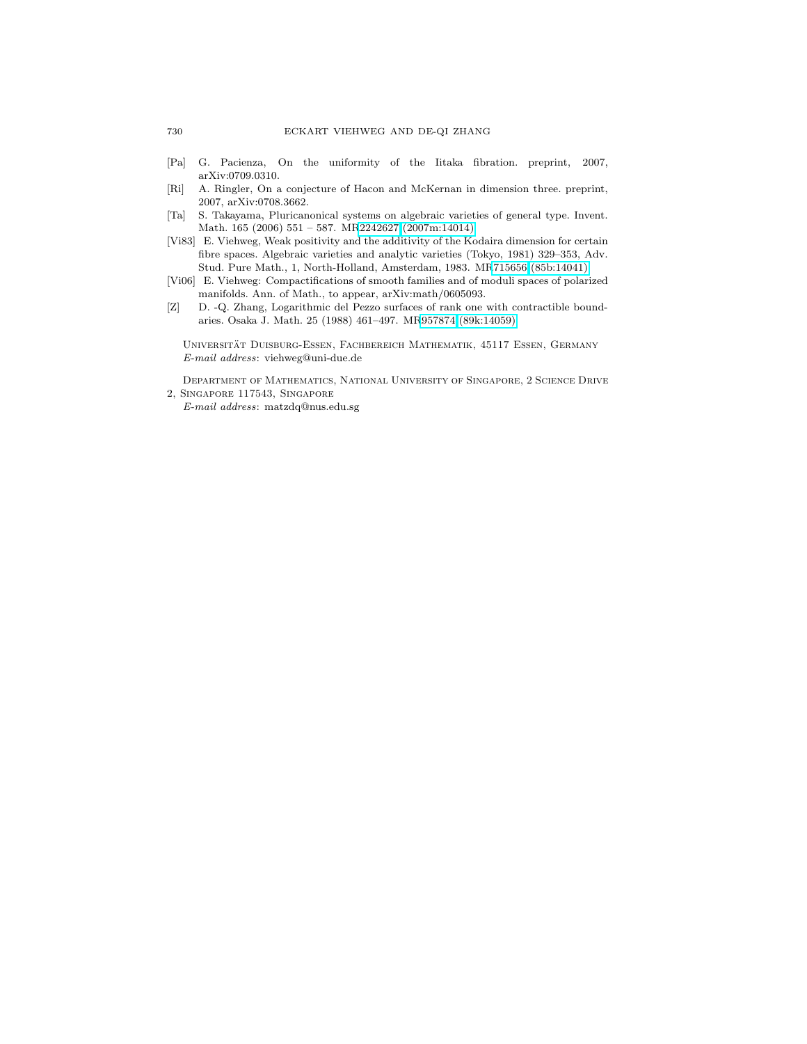[Pa] G. Pacienza, On the uniformity of the Iitaka fibration. preprint, 2007, arXiv:0709.0310.

[Ri] A. Ringler, On a conjecture of Hacon and McKernan in dimension three. preprint, 2007, arXiv:0708.3662.

[Ta] S. Takayama, Pluricanonical systems on algebraic varieties of general type. Invent. Math. 165 (2006) 551 – 587. MR2242627 (2007m:14014)

[Vi83] E. Viehweg, Weak positivity and the additivity of the Kodaira dimension for certain fibre spaces. Algebraic varieties and analytic varieties (Tokyo, 1981) 329–353, Adv. Stud. Pure Math., 1, North-Holland, Amsterdam, 1983. MR715656 (85b:14041)

[Vi06] E. Viehweg: Compactifications of smooth families and of moduli spaces of polarized manifolds. Ann. of Math., to appear, arXiv:math/0605093.

[Z] D. -Q. Zhang, Logarithmic del Pezzo surfaces of rank one with contractible boundaries. Osaka J. Math. 25 (1988) 461–497. MR957874 (89k:14059)

Universität Duisburg-Essen, Fachbereich Mathematik, 45117 Essen, Germany
*E-mail address*: viehweg@uni-due.de

Department of Mathematics, National University of Singapore, 2 Science Drive 2, Singapore 117543, Singapore
*E-mail address*: matzdq@nus.edu.sg